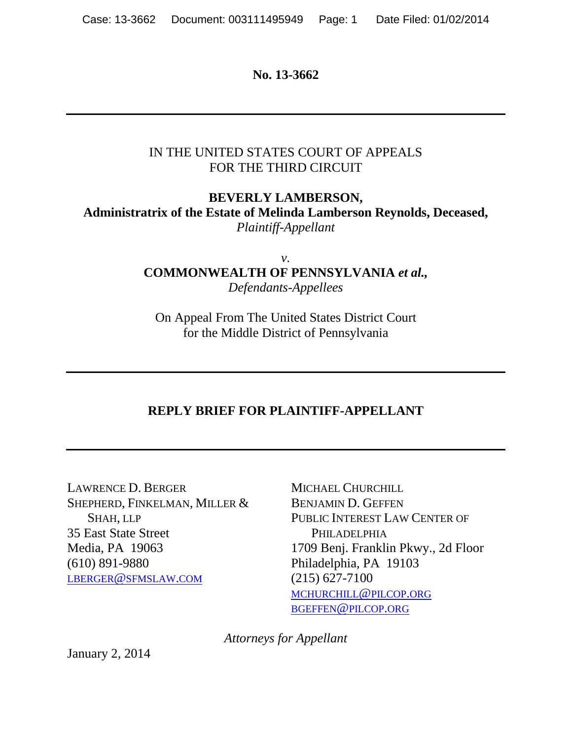**No. 13-3662**

---

IN THE UNITED STATES COURT OF APPEALS
FOR THE THIRD CIRCUIT

**BEVERLY LAMBERSON,**
**Administratrix of the Estate of Melinda Lamberson Reynolds, Deceased,**
*Plaintiff-Appellant*

*v.*
**COMMONWEALTH OF PENNSYLVANIA *et al.*,**
*Defendants-Appellees*

On Appeal From The United States District Court
for the Middle District of Pennsylvania

---

**REPLY BRIEF FOR PLAINTIFF-APPELLANT**

---

LAWRENCE D. BERGER
SHEPHERD, FINKELMAN, MILLER & SHAH, LLP
35 East State Street
Media, PA 19063
(610) 891-9880
LBERGER@SFMSLAW.COM

MICHAEL CHURCHILL
BENJAMIN D. GEFFEN
PUBLIC INTEREST LAW CENTER OF PHILADELPHIA
1709 Benj. Franklin Pkwy., 2d Floor
Philadelphia, PA 19103
(215) 627-7100
MCHURCHILL@PILCOP.ORG
BGEFFEN@PILCOP.ORG

*Attorneys for Appellant*

January 2, 2014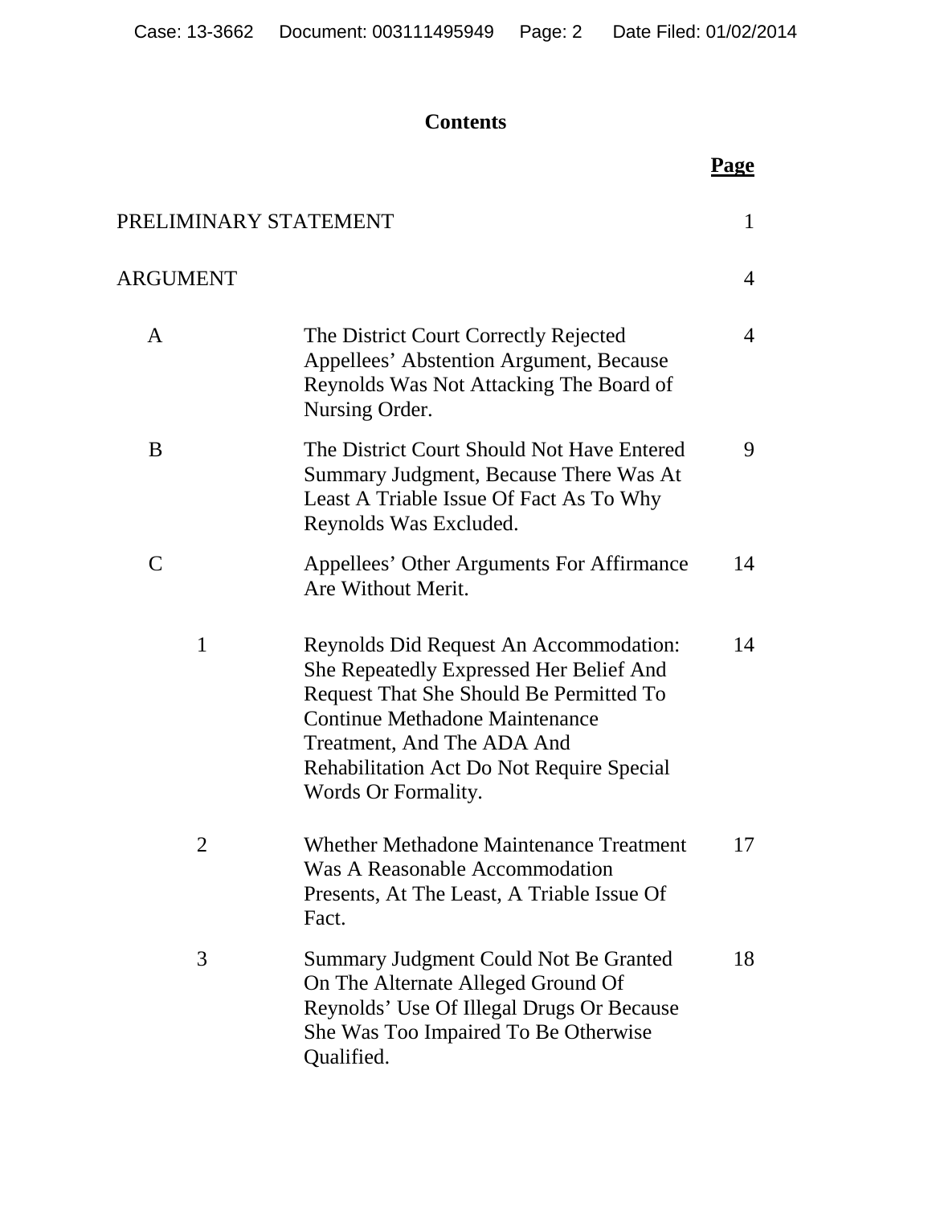## Contents

| | | Page |
|---|---|---|
| PRELIMINARY STATEMENT | | 1 |
| ARGUMENT | | 4 |
| A | The District Court Correctly Rejected Appellees' Abstention Argument, Because Reynolds Was Not Attacking The Board of Nursing Order. | 4 |
| B | The District Court Should Not Have Entered Summary Judgment, Because There Was At Least A Triable Issue Of Fact As To Why Reynolds Was Excluded. | 9 |
| C | Appellees' Other Arguments For Affirmance Are Without Merit. | 14 |
| 1 | Reynolds Did Request An Accommodation: She Repeatedly Expressed Her Belief And Request That She Should Be Permitted To Continue Methadone Maintenance Treatment, And The ADA And Rehabilitation Act Do Not Require Special Words Or Formality. | 14 |
| 2 | Whether Methadone Maintenance Treatment Was A Reasonable Accommodation Presents, At The Least, A Triable Issue Of Fact. | 17 |
| 3 | Summary Judgment Could Not Be Granted On The Alternate Alleged Ground Of Reynolds' Use Of Illegal Drugs Or Because She Was Too Impaired To Be Otherwise Qualified. | 18 |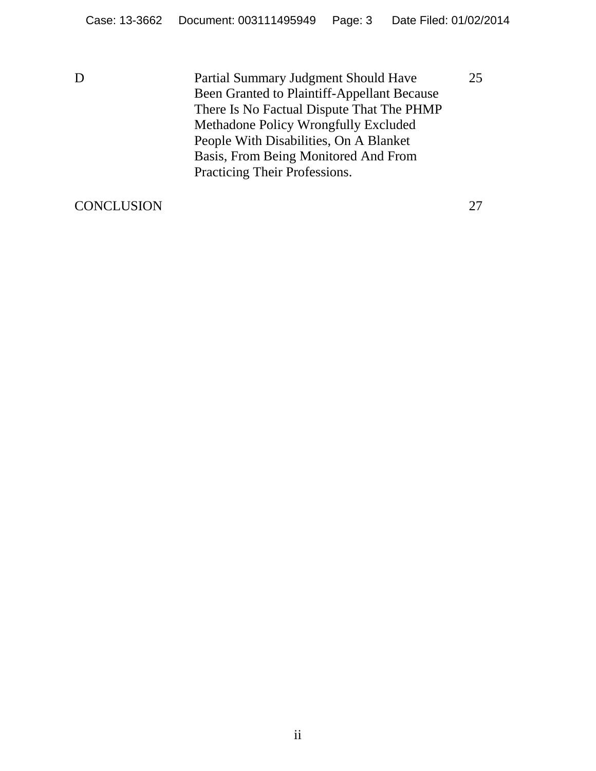| | | |
|---|---|---|
| D | Partial Summary Judgment Should Have Been Granted to Plaintiff-Appellant Because There Is No Factual Dispute That The PHMP Methadone Policy Wrongfully Excluded People With Disabilities, On A Blanket Basis, From Being Monitored And From Practicing Their Professions. | 25 |
| CONCLUSION | | 27 |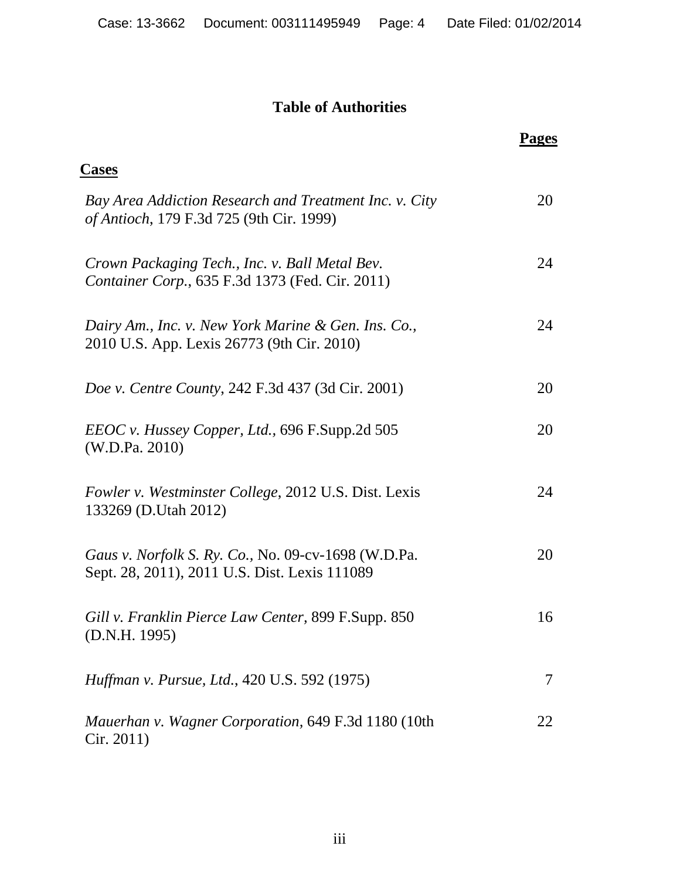# Table of Authorities

| | **Pages** |
|---|---|
| **Cases** | |
| *Bay Area Addiction Research and Treatment Inc. v. City of Antioch*, 179 F.3d 725 (9th Cir. 1999) | 20 |
| *Crown Packaging Tech., Inc. v. Ball Metal Bev. Container Corp.*, 635 F.3d 1373 (Fed. Cir. 2011) | 24 |
| *Dairy Am., Inc. v. New York Marine & Gen. Ins. Co.*, 2010 U.S. App. Lexis 26773 (9th Cir. 2010) | 24 |
| *Doe v. Centre County*, 242 F.3d 437 (3d Cir. 2001) | 20 |
| *EEOC v. Hussey Copper, Ltd.*, 696 F.Supp.2d 505 (W.D.Pa. 2010) | 20 |
| *Fowler v. Westminster College*, 2012 U.S. Dist. Lexis 133269 (D.Utah 2012) | 24 |
| *Gaus v. Norfolk S. Ry. Co.*, No. 09-cv-1698 (W.D.Pa. Sept. 28, 2011), 2011 U.S. Dist. Lexis 111089 | 20 |
| *Gill v. Franklin Pierce Law Center*, 899 F.Supp. 850 (D.N.H. 1995) | 16 |
| *Huffman v. Pursue, Ltd.*, 420 U.S. 592 (1975) | 7 |
| *Mauerhan v. Wagner Corporation*, 649 F.3d 1180 (10th Cir. 2011) | 22 |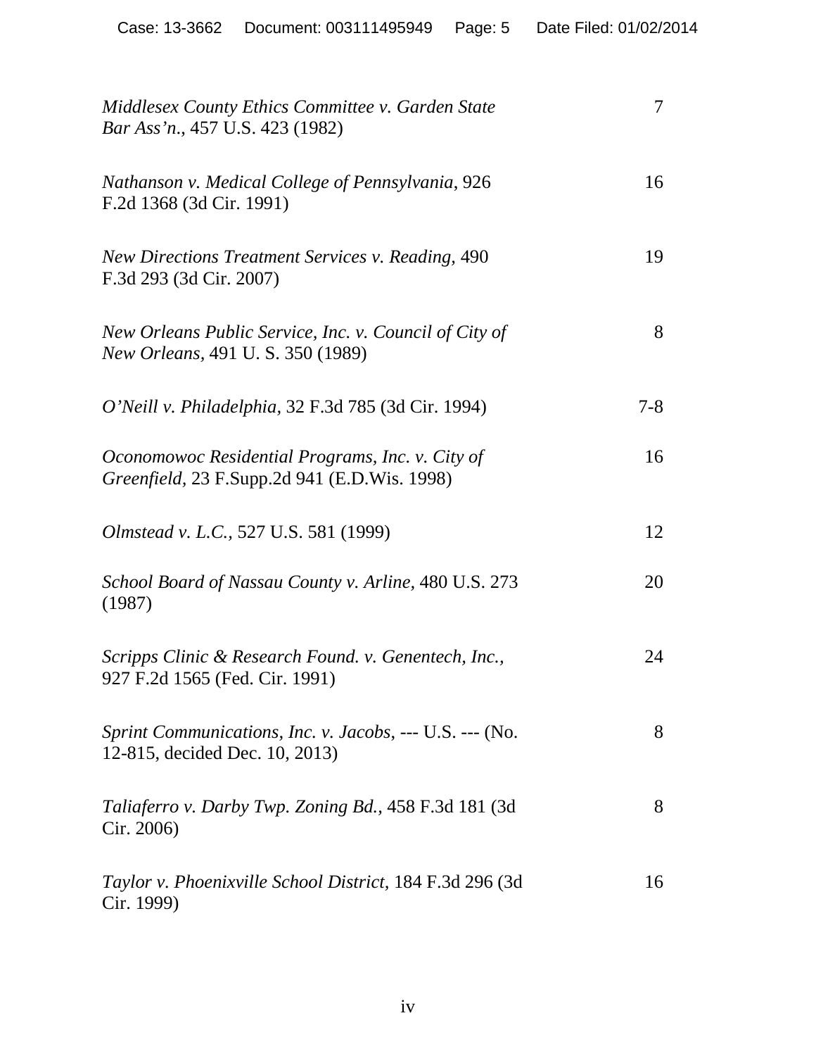| | |
|---|---|
| *Middlesex County Ethics Committee v. Garden State Bar Ass'n*., 457 U.S. 423 (1982) | 7 |
| *Nathanson v. Medical College of Pennsylvania*, 926 F.2d 1368 (3d Cir. 1991) | 16 |
| *New Directions Treatment Services v. Reading*, 490 F.3d 293 (3d Cir. 2007) | 19 |
| *New Orleans Public Service, Inc. v. Council of City of New Orleans*, 491 U. S. 350 (1989) | 8 |
| *O'Neill v. Philadelphia*, 32 F.3d 785 (3d Cir. 1994) | 7-8 |
| *Oconomowoc Residential Programs, Inc. v. City of Greenfield*, 23 F.Supp.2d 941 (E.D.Wis. 1998) | 16 |
| *Olmstead v. L.C.*, 527 U.S. 581 (1999) | 12 |
| *School Board of Nassau County v. Arline*, 480 U.S. 273 (1987) | 20 |
| *Scripps Clinic & Research Found. v. Genentech, Inc.*, 927 F.2d 1565 (Fed. Cir. 1991) | 24 |
| *Sprint Communications, Inc. v. Jacobs*, --- U.S. --- (No. 12-815, decided Dec. 10, 2013) | 8 |
| *Taliaferro v. Darby Twp. Zoning Bd.*, 458 F.3d 181 (3d Cir. 2006) | 8 |
| *Taylor v. Phoenixville School District*, 184 F.3d 296 (3d Cir. 1999) | 16 |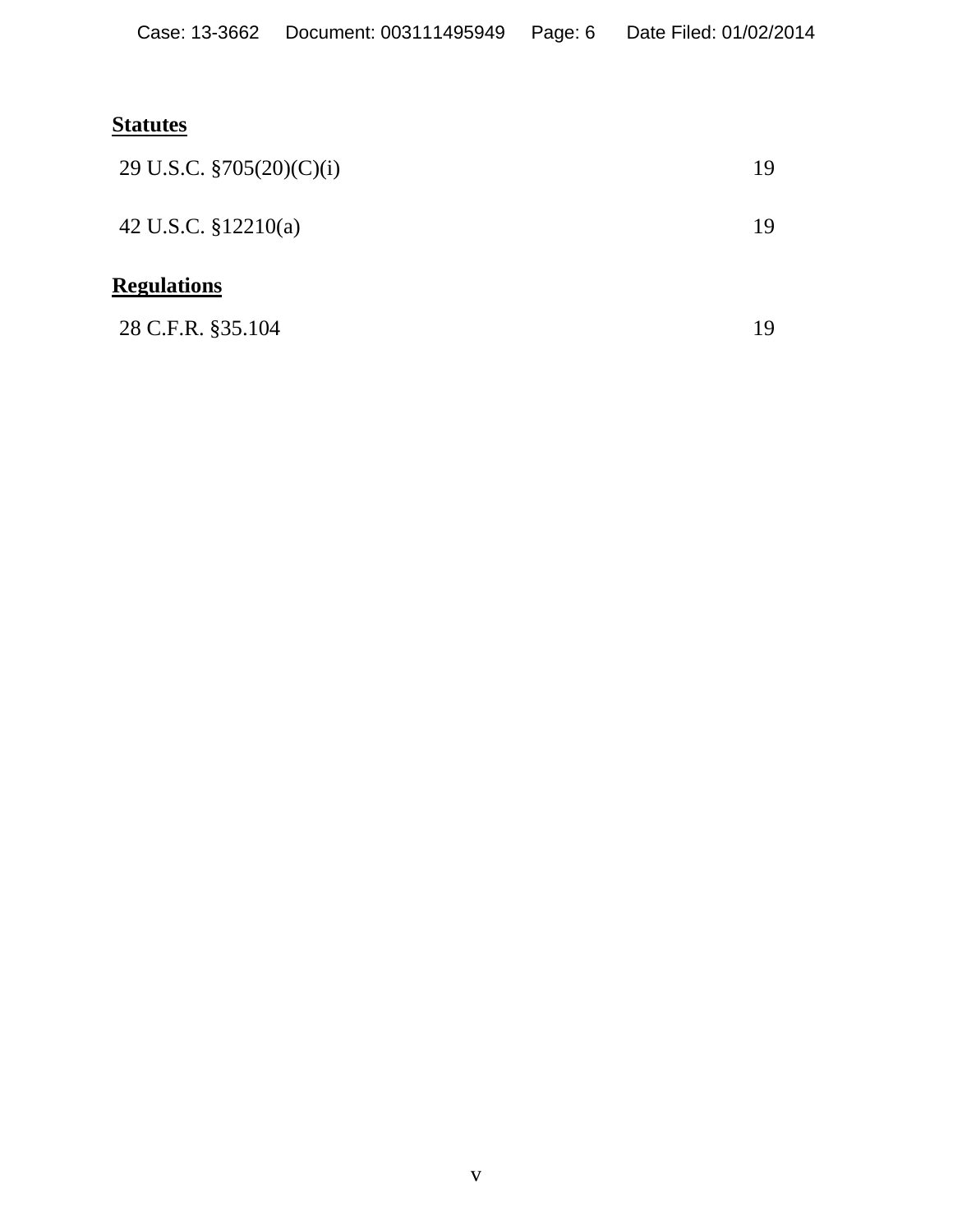**Statutes**

| | |
|---|---|
| 29 U.S.C. §705(20)(C)(i) | 19 |
| 42 U.S.C. §12210(a) | 19 |

**Regulations**

| | |
|---|---|
| 28 C.F.R. §35.104 | 19 |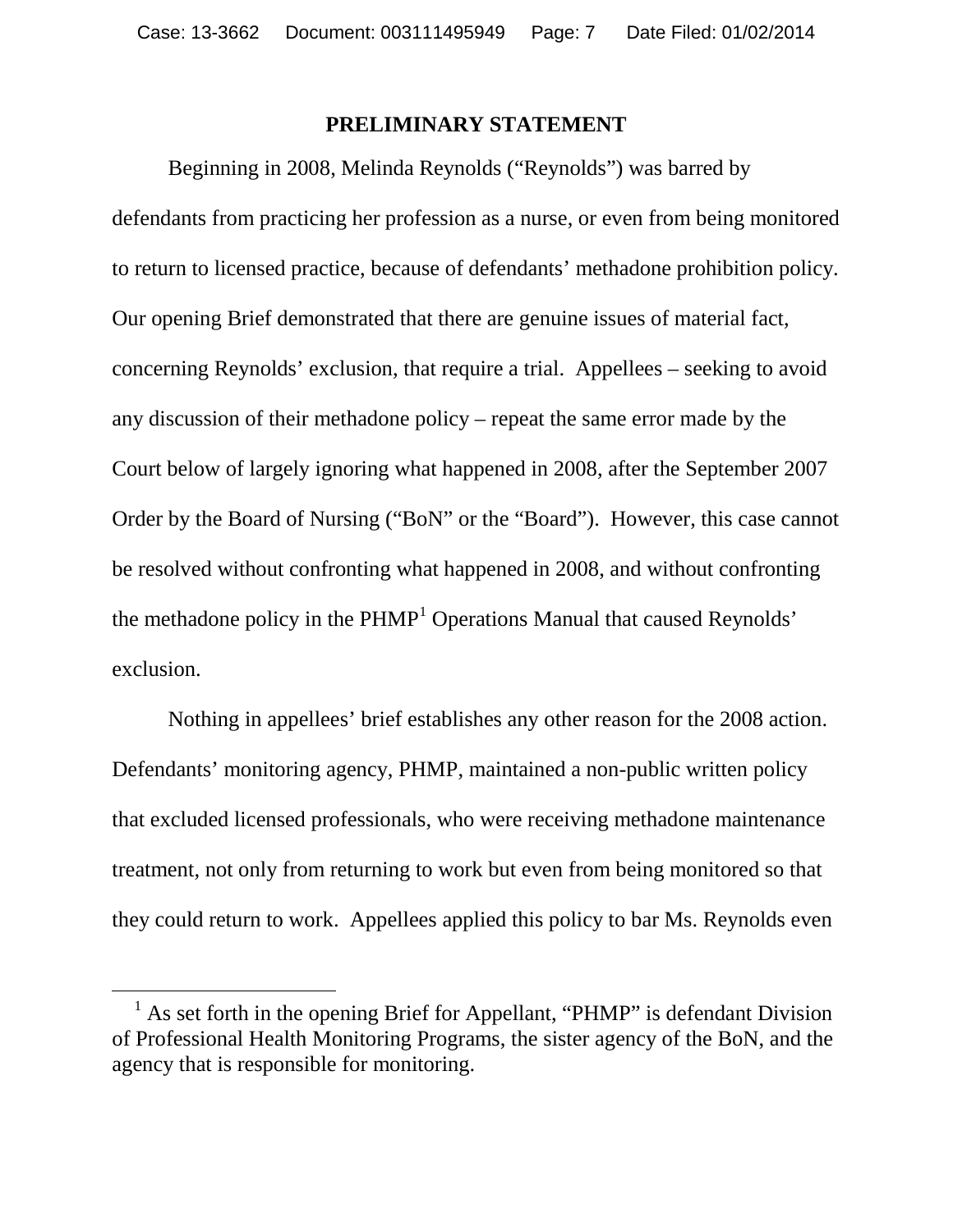## PRELIMINARY STATEMENT

Beginning in 2008, Melinda Reynolds ("Reynolds") was barred by defendants from practicing her profession as a nurse, or even from being monitored to return to licensed practice, because of defendants' methadone prohibition policy. Our opening Brief demonstrated that there are genuine issues of material fact, concerning Reynolds' exclusion, that require a trial. Appellees – seeking to avoid any discussion of their methadone policy – repeat the same error made by the Court below of largely ignoring what happened in 2008, after the September 2007 Order by the Board of Nursing ("BoN" or the "Board"). However, this case cannot be resolved without confronting what happened in 2008, and without confronting the methadone policy in the PHMP[1] Operations Manual that caused Reynolds' exclusion.

Nothing in appellees' brief establishes any other reason for the 2008 action. Defendants' monitoring agency, PHMP, maintained a non-public written policy that excluded licensed professionals, who were receiving methadone maintenance treatment, not only from returning to work but even from being monitored so that they could return to work. Appellees applied this policy to bar Ms. Reynolds even

[1] As set forth in the opening Brief for Appellant, "PHMP" is defendant Division of Professional Health Monitoring Programs, the sister agency of the BoN, and the agency that is responsible for monitoring.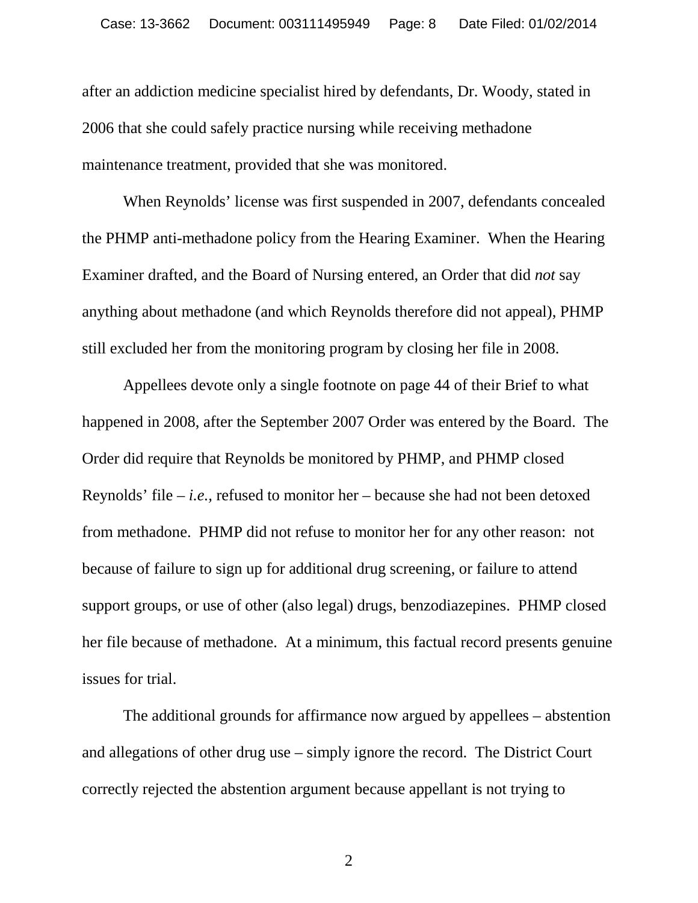after an addiction medicine specialist hired by defendants, Dr. Woody, stated in 2006 that she could safely practice nursing while receiving methadone maintenance treatment, provided that she was monitored.

When Reynolds' license was first suspended in 2007, defendants concealed the PHMP anti-methadone policy from the Hearing Examiner. When the Hearing Examiner drafted, and the Board of Nursing entered, an Order that did *not* say anything about methadone (and which Reynolds therefore did not appeal), PHMP still excluded her from the monitoring program by closing her file in 2008.

Appellees devote only a single footnote on page 44 of their Brief to what happened in 2008, after the September 2007 Order was entered by the Board. The Order did require that Reynolds be monitored by PHMP, and PHMP closed Reynolds' file – *i.e.,* refused to monitor her – because she had not been detoxed from methadone. PHMP did not refuse to monitor her for any other reason: not because of failure to sign up for additional drug screening, or failure to attend support groups, or use of other (also legal) drugs, benzodiazepines. PHMP closed her file because of methadone. At a minimum, this factual record presents genuine issues for trial.

The additional grounds for affirmance now argued by appellees – abstention and allegations of other drug use – simply ignore the record. The District Court correctly rejected the abstention argument because appellant is not trying to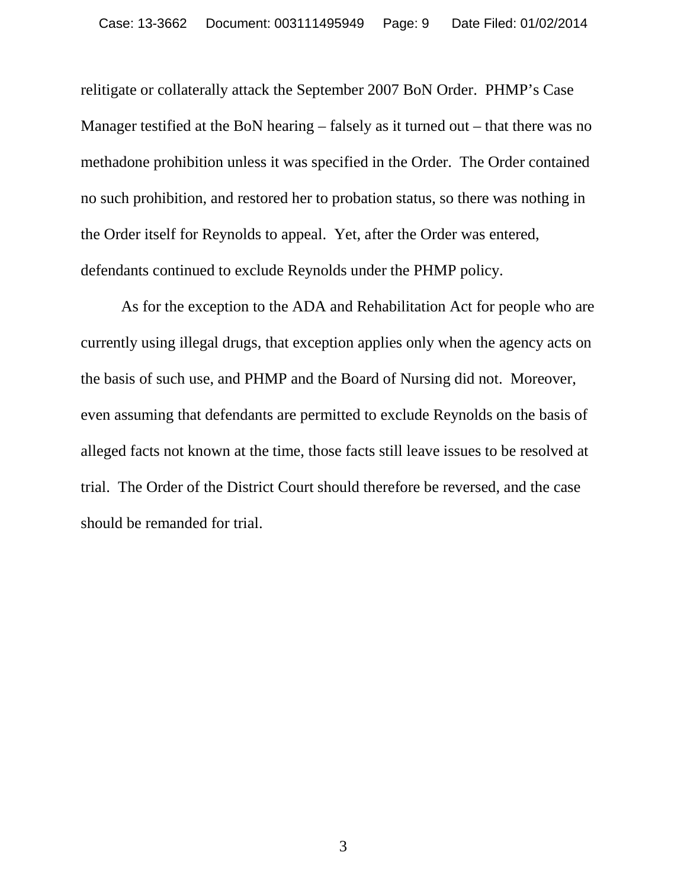relitigate or collaterally attack the September 2007 BoN Order. PHMP's Case Manager testified at the BoN hearing – falsely as it turned out – that there was no methadone prohibition unless it was specified in the Order. The Order contained no such prohibition, and restored her to probation status, so there was nothing in the Order itself for Reynolds to appeal. Yet, after the Order was entered, defendants continued to exclude Reynolds under the PHMP policy.

As for the exception to the ADA and Rehabilitation Act for people who are currently using illegal drugs, that exception applies only when the agency acts on the basis of such use, and PHMP and the Board of Nursing did not. Moreover, even assuming that defendants are permitted to exclude Reynolds on the basis of alleged facts not known at the time, those facts still leave issues to be resolved at trial. The Order of the District Court should therefore be reversed, and the case should be remanded for trial.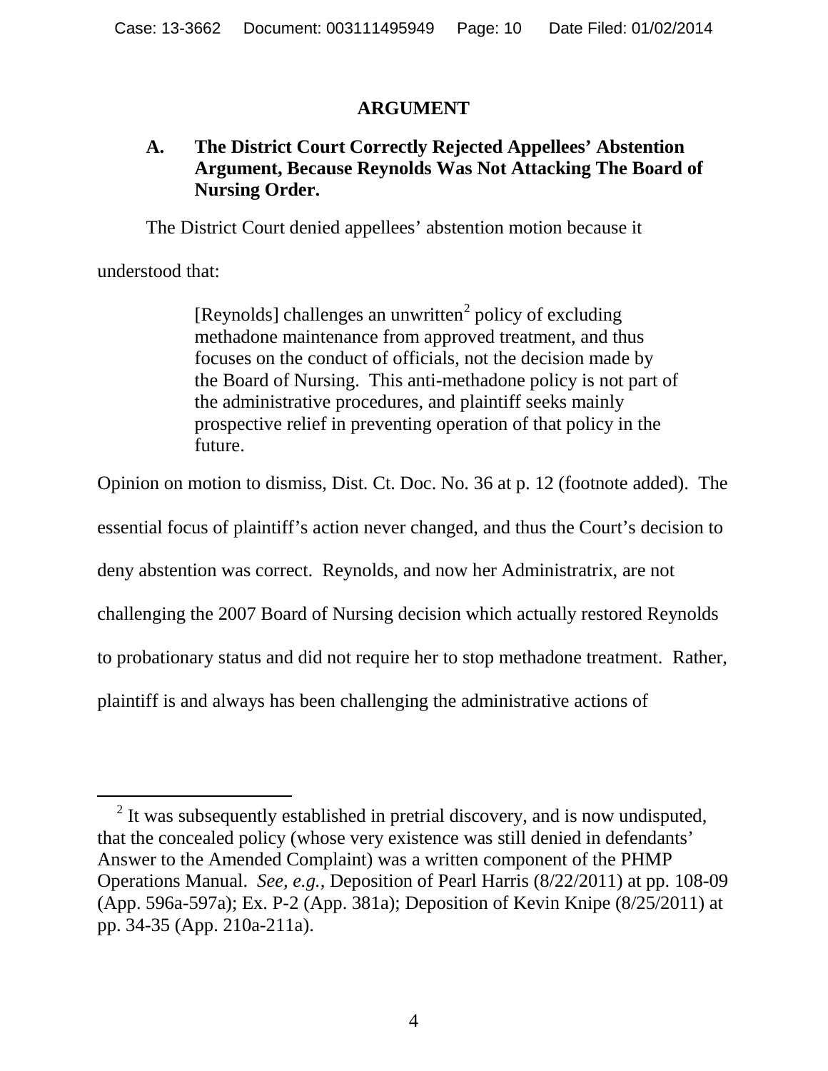## ARGUMENT

### A. The District Court Correctly Rejected Appellees' Abstention Argument, Because Reynolds Was Not Attacking The Board of Nursing Order.

The District Court denied appellees' abstention motion because it understood that:

> [Reynolds] challenges an unwritten[2] policy of excluding methadone maintenance from approved treatment, and thus focuses on the conduct of officials, not the decision made by the Board of Nursing. This anti-methadone policy is not part of the administrative procedures, and plaintiff seeks mainly prospective relief in preventing operation of that policy in the future.

Opinion on motion to dismiss, Dist. Ct. Doc. No. 36 at p. 12 (footnote added). The essential focus of plaintiff's action never changed, and thus the Court's decision to deny abstention was correct. Reynolds, and now her Administratrix, are not challenging the 2007 Board of Nursing decision which actually restored Reynolds to probationary status and did not require her to stop methadone treatment. Rather, plaintiff is and always has been challenging the administrative actions of

---

[2] It was subsequently established in pretrial discovery, and is now undisputed, that the concealed policy (whose very existence was still denied in defendants' Answer to the Amended Complaint) was a written component of the PHMP Operations Manual. *See, e.g.*, Deposition of Pearl Harris (8/22/2011) at pp. 108-09 (App. 596a-597a); Ex. P-2 (App. 381a); Deposition of Kevin Knipe (8/25/2011) at pp. 34-35 (App. 210a-211a).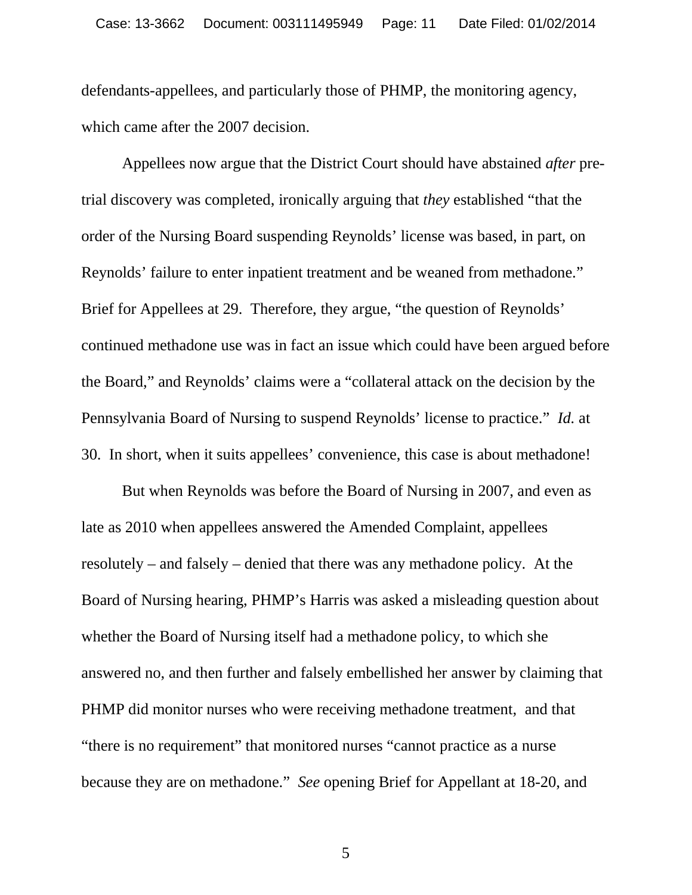defendants-appellees, and particularly those of PHMP, the monitoring agency, which came after the 2007 decision.

Appellees now argue that the District Court should have abstained *after* pre-trial discovery was completed, ironically arguing that *they* established "that the order of the Nursing Board suspending Reynolds' license was based, in part, on Reynolds' failure to enter inpatient treatment and be weaned from methadone." Brief for Appellees at 29. Therefore, they argue, "the question of Reynolds' continued methadone use was in fact an issue which could have been argued before the Board," and Reynolds' claims were a "collateral attack on the decision by the Pennsylvania Board of Nursing to suspend Reynolds' license to practice." *Id.* at 30. In short, when it suits appellees' convenience, this case is about methadone!

But when Reynolds was before the Board of Nursing in 2007, and even as late as 2010 when appellees answered the Amended Complaint, appellees resolutely – and falsely – denied that there was any methadone policy. At the Board of Nursing hearing, PHMP's Harris was asked a misleading question about whether the Board of Nursing itself had a methadone policy, to which she answered no, and then further and falsely embellished her answer by claiming that PHMP did monitor nurses who were receiving methadone treatment, and that "there is no requirement" that monitored nurses "cannot practice as a nurse because they are on methadone." *See* opening Brief for Appellant at 18-20, and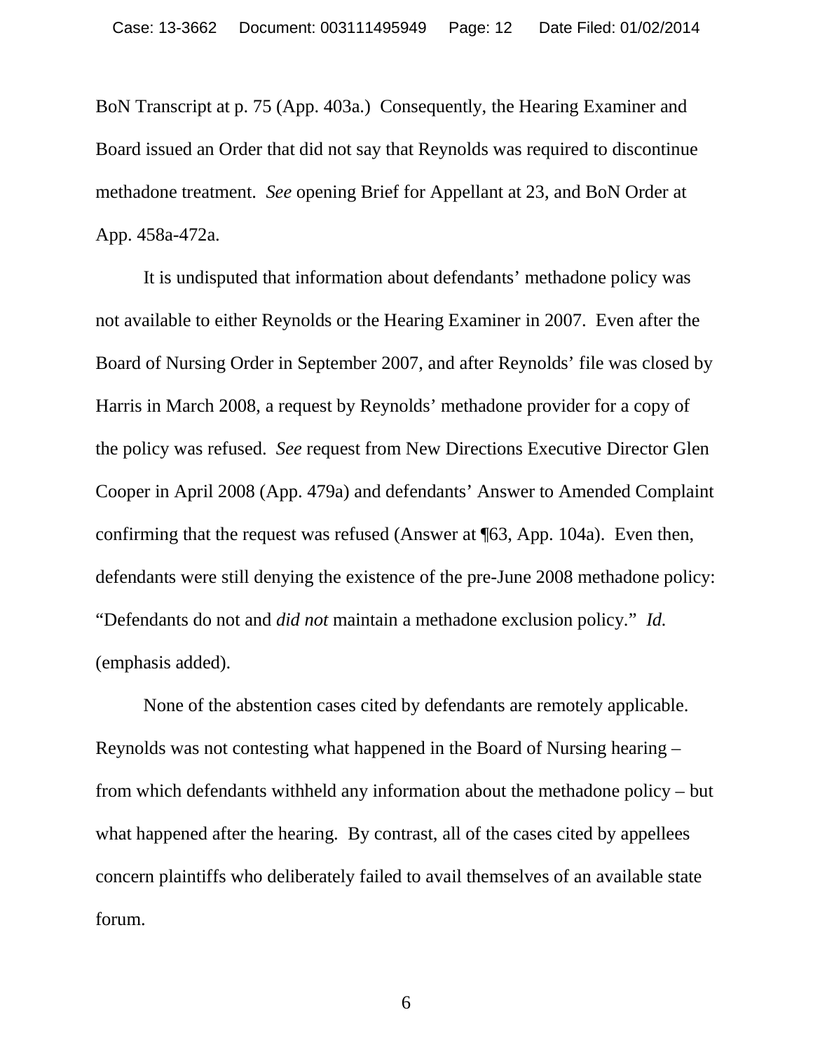BoN Transcript at p. 75 (App. 403a.) Consequently, the Hearing Examiner and Board issued an Order that did not say that Reynolds was required to discontinue methadone treatment. *See* opening Brief for Appellant at 23, and BoN Order at App. 458a-472a.

It is undisputed that information about defendants' methadone policy was not available to either Reynolds or the Hearing Examiner in 2007. Even after the Board of Nursing Order in September 2007, and after Reynolds' file was closed by Harris in March 2008, a request by Reynolds' methadone provider for a copy of the policy was refused. *See* request from New Directions Executive Director Glen Cooper in April 2008 (App. 479a) and defendants' Answer to Amended Complaint confirming that the request was refused (Answer at ¶63, App. 104a). Even then, defendants were still denying the existence of the pre-June 2008 methadone policy: "Defendants do not and *did not* maintain a methadone exclusion policy." *Id.* (emphasis added).

None of the abstention cases cited by defendants are remotely applicable. Reynolds was not contesting what happened in the Board of Nursing hearing – from which defendants withheld any information about the methadone policy – but what happened after the hearing. By contrast, all of the cases cited by appellees concern plaintiffs who deliberately failed to avail themselves of an available state forum.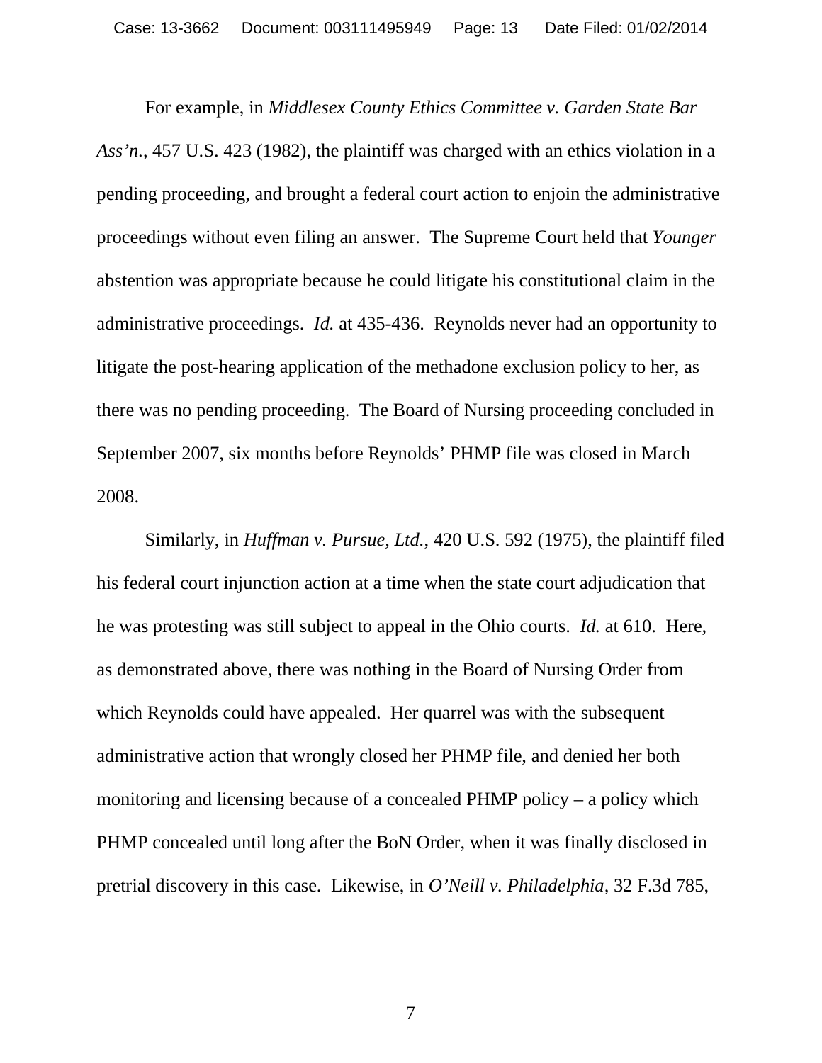For example, in *Middlesex County Ethics Committee v. Garden State Bar Ass'n.*, 457 U.S. 423 (1982), the plaintiff was charged with an ethics violation in a pending proceeding, and brought a federal court action to enjoin the administrative proceedings without even filing an answer. The Supreme Court held that *Younger* abstention was appropriate because he could litigate his constitutional claim in the administrative proceedings. *Id.* at 435-436. Reynolds never had an opportunity to litigate the post-hearing application of the methadone exclusion policy to her, as there was no pending proceeding. The Board of Nursing proceeding concluded in September 2007, six months before Reynolds' PHMP file was closed in March 2008.

Similarly, in *Huffman v. Pursue, Ltd.*, 420 U.S. 592 (1975), the plaintiff filed his federal court injunction action at a time when the state court adjudication that he was protesting was still subject to appeal in the Ohio courts. *Id.* at 610. Here, as demonstrated above, there was nothing in the Board of Nursing Order from which Reynolds could have appealed. Her quarrel was with the subsequent administrative action that wrongly closed her PHMP file, and denied her both monitoring and licensing because of a concealed PHMP policy – a policy which PHMP concealed until long after the BoN Order, when it was finally disclosed in pretrial discovery in this case. Likewise, in *O'Neill v. Philadelphia*, 32 F.3d 785,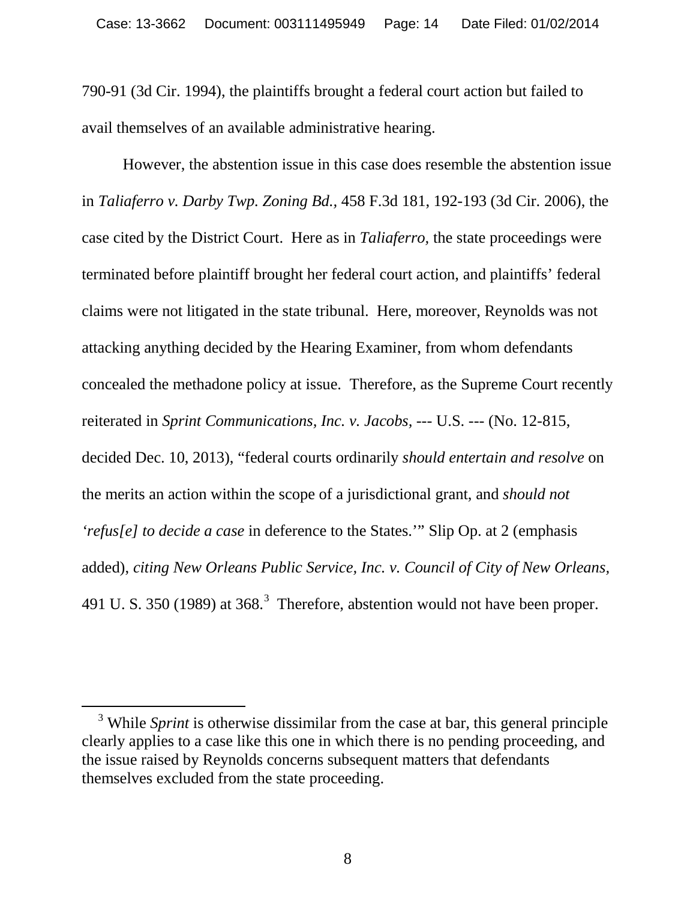790-91 (3d Cir. 1994), the plaintiffs brought a federal court action but failed to avail themselves of an available administrative hearing.

However, the abstention issue in this case does resemble the abstention issue in *Taliaferro v. Darby Twp. Zoning Bd.,* 458 F.3d 181, 192-193 (3d Cir. 2006), the case cited by the District Court. Here as in *Taliaferro,* the state proceedings were terminated before plaintiff brought her federal court action, and plaintiffs' federal claims were not litigated in the state tribunal. Here, moreover, Reynolds was not attacking anything decided by the Hearing Examiner, from whom defendants concealed the methadone policy at issue. Therefore, as the Supreme Court recently reiterated in *Sprint Communications, Inc. v. Jacobs,* --- U.S. --- (No. 12-815, decided Dec. 10, 2013), "federal courts ordinarily *should entertain and resolve* on the merits an action within the scope of a jurisdictional grant, and *should not 'refus[e] to decide a case* in deference to the States.'" Slip Op. at 2 (emphasis added), *citing New Orleans Public Service, Inc. v. Council of City of New Orleans,* 491 U. S. 350 (1989) at 368.[3] Therefore, abstention would not have been proper.

---

[3] While *Sprint* is otherwise dissimilar from the case at bar, this general principle clearly applies to a case like this one in which there is no pending proceeding, and the issue raised by Reynolds concerns subsequent matters that defendants themselves excluded from the state proceeding.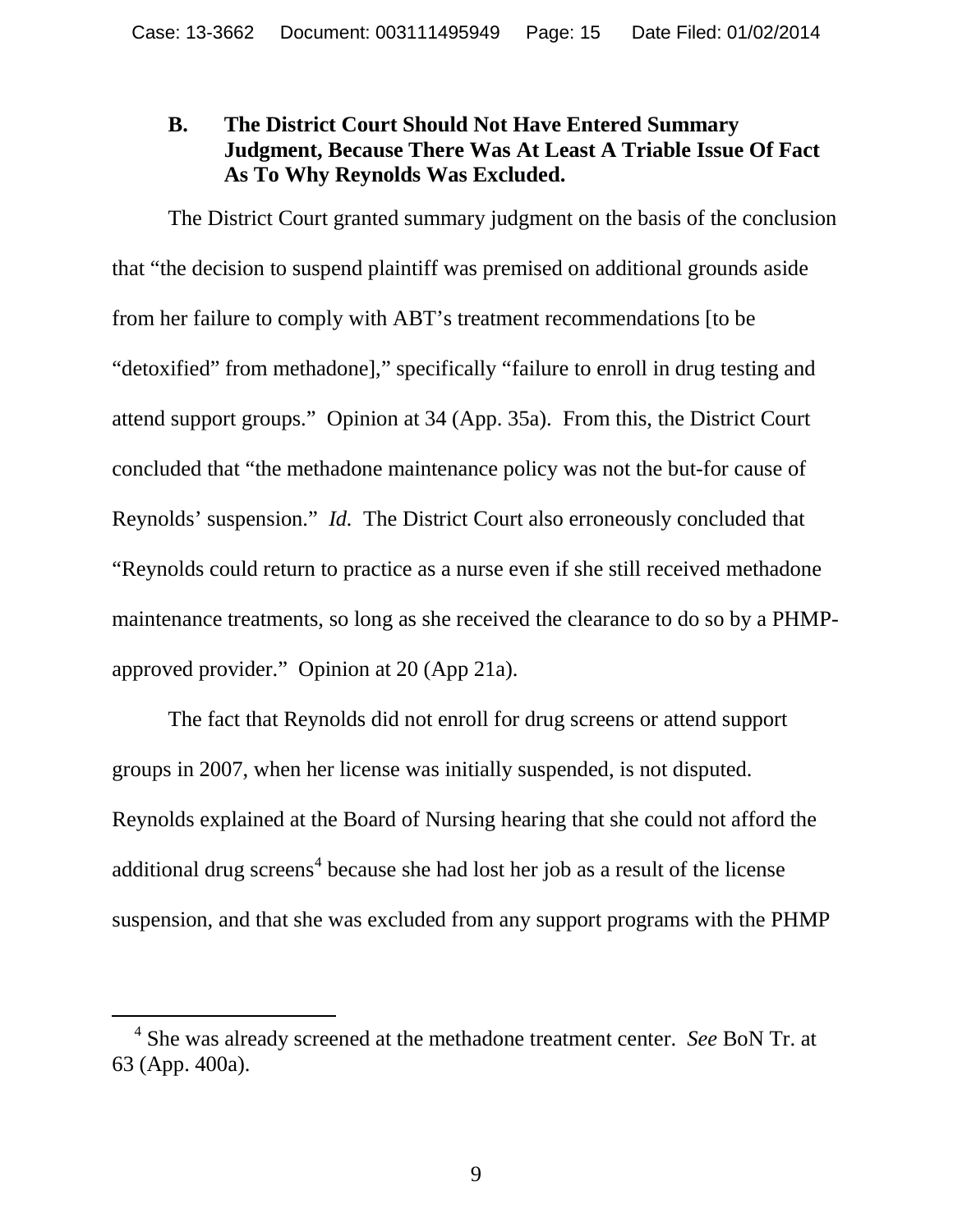### B. The District Court Should Not Have Entered Summary Judgment, Because There Was At Least A Triable Issue Of Fact As To Why Reynolds Was Excluded.

The District Court granted summary judgment on the basis of the conclusion that "the decision to suspend plaintiff was premised on additional grounds aside from her failure to comply with ABT's treatment recommendations [to be "detoxified" from methadone]," specifically "failure to enroll in drug testing and attend support groups." Opinion at 34 (App. 35a). From this, the District Court concluded that "the methadone maintenance policy was not the but-for cause of Reynolds' suspension." *Id.* The District Court also erroneously concluded that "Reynolds could return to practice as a nurse even if she still received methadone maintenance treatments, so long as she received the clearance to do so by a PHMP-approved provider." Opinion at 20 (App 21a).

The fact that Reynolds did not enroll for drug screens or attend support groups in 2007, when her license was initially suspended, is not disputed. Reynolds explained at the Board of Nursing hearing that she could not afford the additional drug screens[4] because she had lost her job as a result of the license suspension, and that she was excluded from any support programs with the PHMP

[4] She was already screened at the methadone treatment center. *See* BoN Tr. at 63 (App. 400a).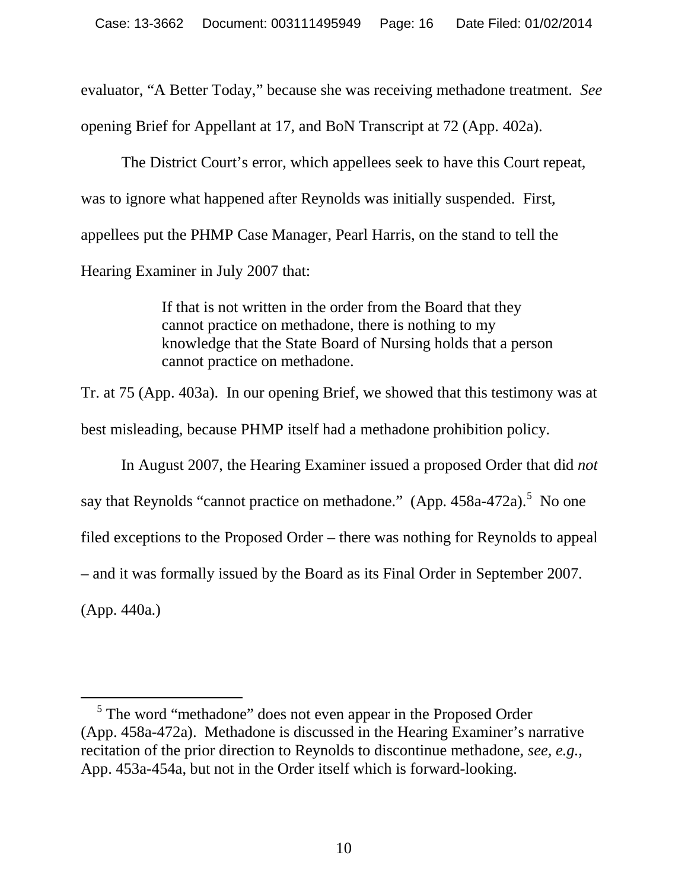evaluator, “A Better Today,” because she was receiving methadone treatment. *See* opening Brief for Appellant at 17, and BoN Transcript at 72 (App. 402a).

The District Court’s error, which appellees seek to have this Court repeat, was to ignore what happened after Reynolds was initially suspended. First, appellees put the PHMP Case Manager, Pearl Harris, on the stand to tell the Hearing Examiner in July 2007 that:

> If that is not written in the order from the Board that they cannot practice on methadone, there is nothing to my knowledge that the State Board of Nursing holds that a person cannot practice on methadone.

Tr. at 75 (App. 403a). In our opening Brief, we showed that this testimony was at best misleading, because PHMP itself had a methadone prohibition policy.

In August 2007, the Hearing Examiner issued a proposed Order that did *not* say that Reynolds “cannot practice on methadone.” (App. 458a-472a).[5] No one filed exceptions to the Proposed Order – there was nothing for Reynolds to appeal – and it was formally issued by the Board as its Final Order in September 2007. (App. 440a.)

[5] The word “methadone” does not even appear in the Proposed Order (App. 458a-472a). Methadone is discussed in the Hearing Examiner’s narrative recitation of the prior direction to Reynolds to discontinue methadone, *see, e.g.*, App. 453a-454a, but not in the Order itself which is forward-looking.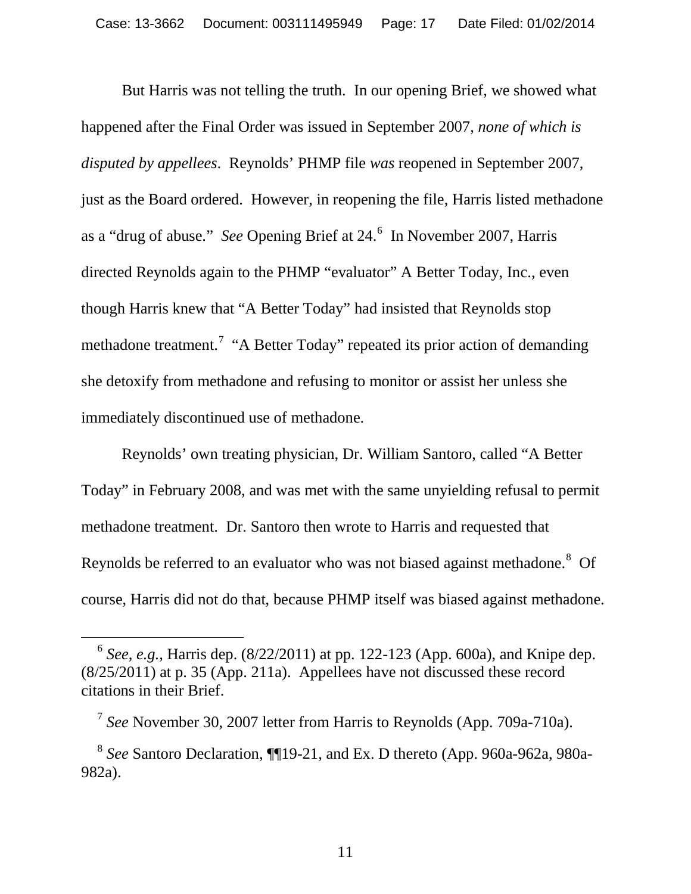But Harris was not telling the truth. In our opening Brief, we showed what happened after the Final Order was issued in September 2007, *none of which is disputed by appellees*. Reynolds' PHMP file *was* reopened in September 2007, just as the Board ordered. However, in reopening the file, Harris listed methadone as a "drug of abuse." *See* Opening Brief at 24.[6] In November 2007, Harris directed Reynolds again to the PHMP "evaluator" A Better Today, Inc., even though Harris knew that "A Better Today" had insisted that Reynolds stop methadone treatment.[7] "A Better Today" repeated its prior action of demanding she detoxify from methadone and refusing to monitor or assist her unless she immediately discontinued use of methadone.

Reynolds' own treating physician, Dr. William Santoro, called "A Better Today" in February 2008, and was met with the same unyielding refusal to permit methadone treatment. Dr. Santoro then wrote to Harris and requested that Reynolds be referred to an evaluator who was not biased against methadone.[8] Of course, Harris did not do that, because PHMP itself was biased against methadone.

---

[6] *See, e.g.*, Harris dep. (8/22/2011) at pp. 122-123 (App. 600a), and Knipe dep. (8/25/2011) at p. 35 (App. 211a). Appellees have not discussed these record citations in their Brief.

[7] *See* November 30, 2007 letter from Harris to Reynolds (App. 709a-710a).

[8] *See* Santoro Declaration, ¶¶19-21, and Ex. D thereto (App. 960a-962a, 980a-982a).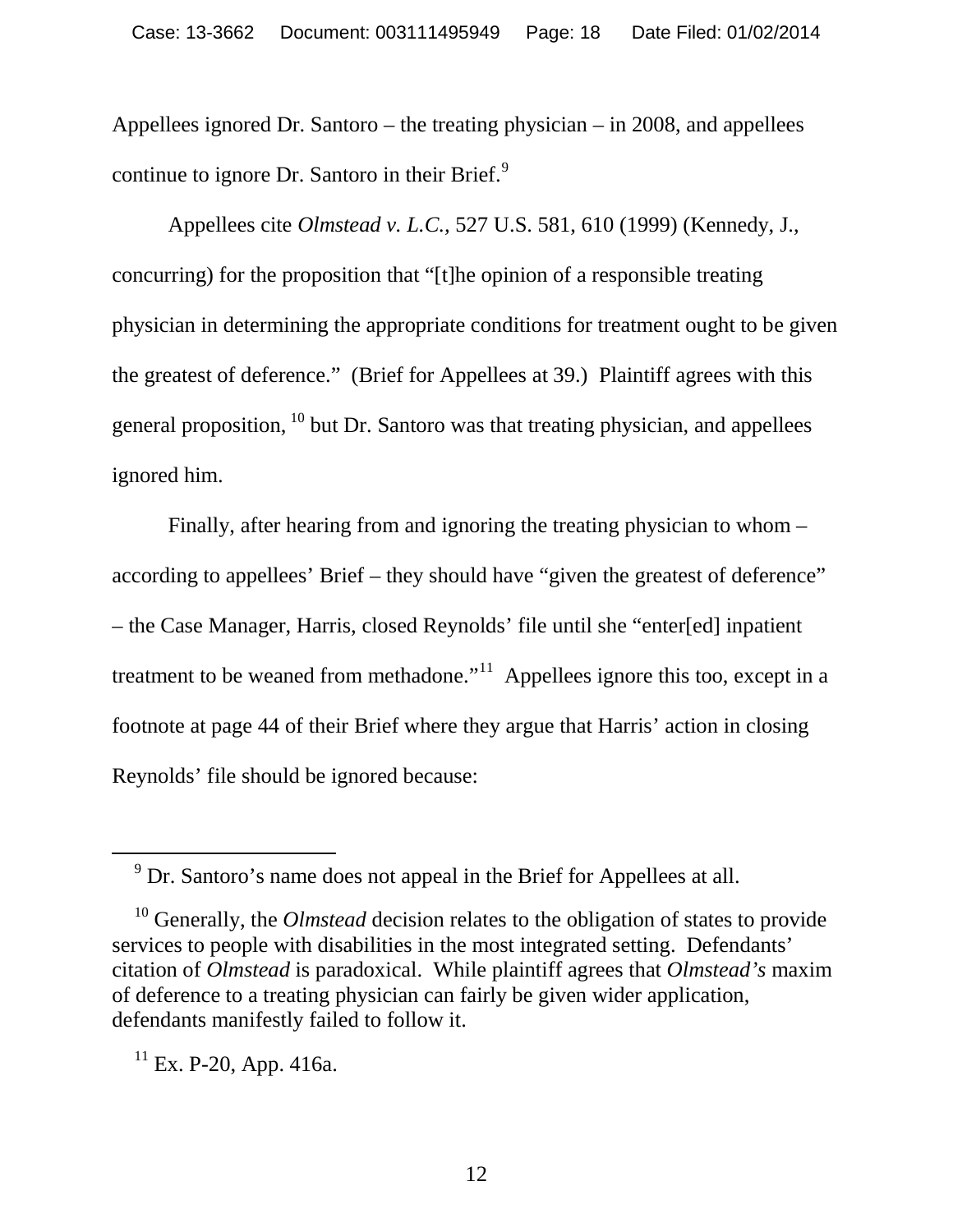Appellees ignored Dr. Santoro – the treating physician – in 2008, and appellees continue to ignore Dr. Santoro in their Brief.[9]

Appellees cite *Olmstead v. L.C.*, 527 U.S. 581, 610 (1999) (Kennedy, J., concurring) for the proposition that "[t]he opinion of a responsible treating physician in determining the appropriate conditions for treatment ought to be given the greatest of deference." (Brief for Appellees at 39.) Plaintiff agrees with this general proposition, [10] but Dr. Santoro was that treating physician, and appellees ignored him.

Finally, after hearing from and ignoring the treating physician to whom – according to appellees' Brief – they should have "given the greatest of deference" – the Case Manager, Harris, closed Reynolds' file until she "enter[ed] inpatient treatment to be weaned from methadone."[11] Appellees ignore this too, except in a footnote at page 44 of their Brief where they argue that Harris' action in closing Reynolds' file should be ignored because:

---

[9] Dr. Santoro's name does not appeal in the Brief for Appellees at all.

[10] Generally, the *Olmstead* decision relates to the obligation of states to provide services to people with disabilities in the most integrated setting. Defendants' citation of *Olmstead* is paradoxical. While plaintiff agrees that *Olmstead's* maxim of deference to a treating physician can fairly be given wider application, defendants manifestly failed to follow it.

[11] Ex. P-20, App. 416a.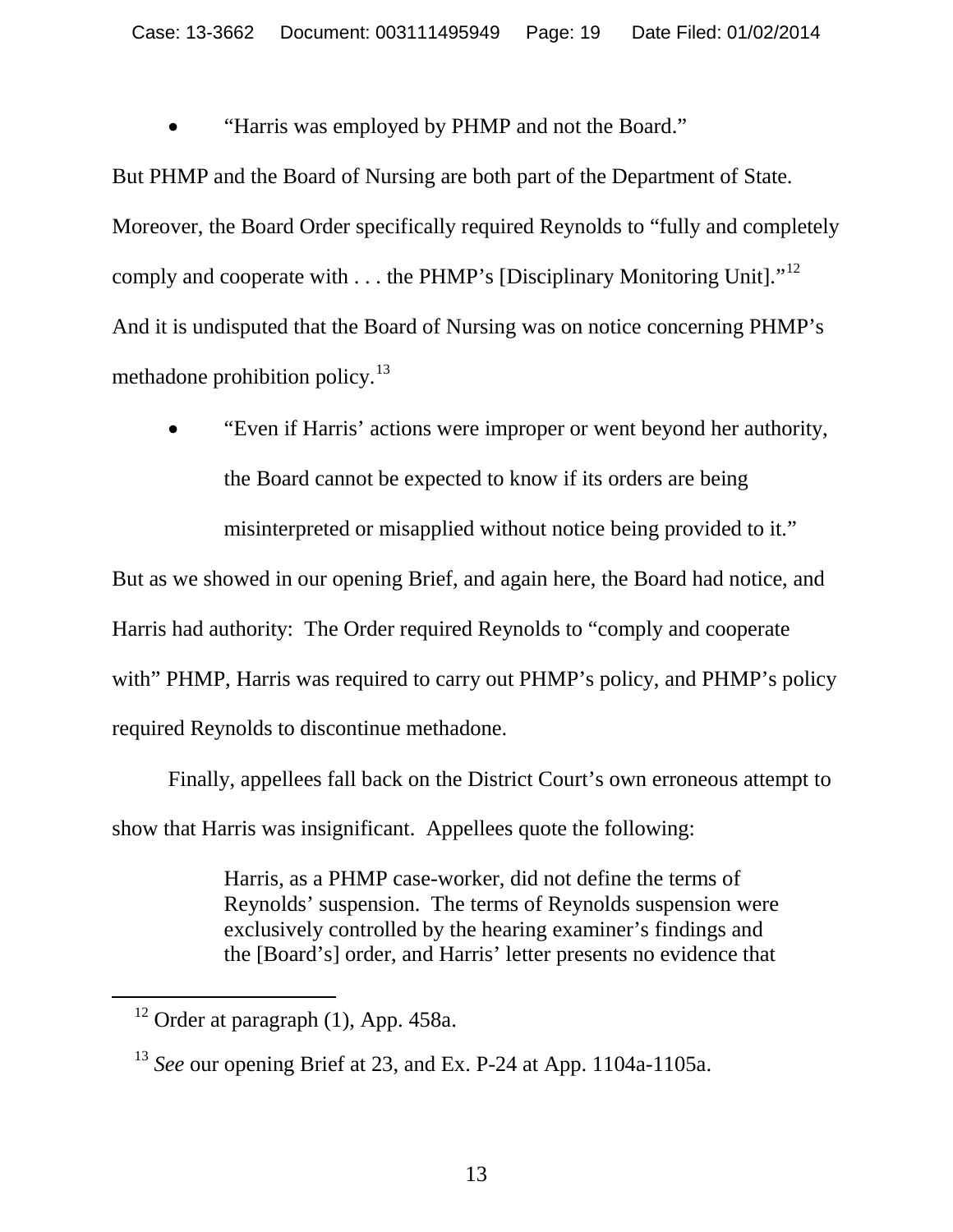- "Harris was employed by PHMP and not the Board."

But PHMP and the Board of Nursing are both part of the Department of State. Moreover, the Board Order specifically required Reynolds to "fully and completely comply and cooperate with . . . the PHMP's [Disciplinary Monitoring Unit]."[12] And it is undisputed that the Board of Nursing was on notice concerning PHMP's methadone prohibition policy.[13]

- "Even if Harris' actions were improper or went beyond her authority, the Board cannot be expected to know if its orders are being misinterpreted or misapplied without notice being provided to it."

But as we showed in our opening Brief, and again here, the Board had notice, and Harris had authority: The Order required Reynolds to "comply and cooperate with" PHMP, Harris was required to carry out PHMP's policy, and PHMP's policy required Reynolds to discontinue methadone.

Finally, appellees fall back on the District Court's own erroneous attempt to show that Harris was insignificant. Appellees quote the following:

> Harris, as a PHMP case-worker, did not define the terms of Reynolds' suspension. The terms of Reynolds suspension were exclusively controlled by the hearing examiner's findings and the [Board's] order, and Harris' letter presents no evidence that

---

[12] Order at paragraph (1), App. 458a.

[13] *See* our opening Brief at 23, and Ex. P-24 at App. 1104a-1105a.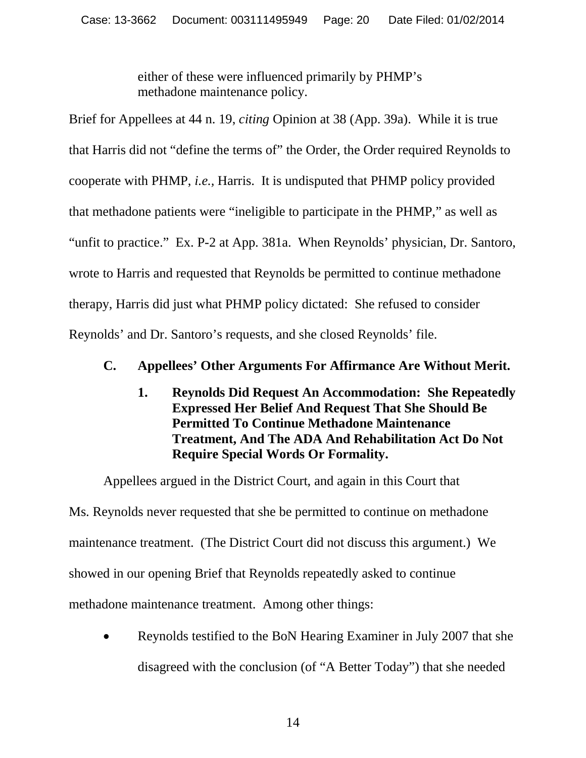> either of these were influenced primarily by PHMP's methadone maintenance policy.

Brief for Appellees at 44 n. 19, *citing* Opinion at 38 (App. 39a). While it is true that Harris did not "define the terms of" the Order, the Order required Reynolds to cooperate with PHMP, *i.e.,* Harris. It is undisputed that PHMP policy provided that methadone patients were "ineligible to participate in the PHMP," as well as "unfit to practice." Ex. P-2 at App. 381a. When Reynolds' physician, Dr. Santoro, wrote to Harris and requested that Reynolds be permitted to continue methadone therapy, Harris did just what PHMP policy dictated: She refused to consider Reynolds' and Dr. Santoro's requests, and she closed Reynolds' file.

### C. Appellees' Other Arguments For Affirmance Are Without Merit.

#### 1. Reynolds Did Request An Accommodation: She Repeatedly Expressed Her Belief And Request That She Should Be Permitted To Continue Methadone Maintenance Treatment, And The ADA And Rehabilitation Act Do Not Require Special Words Or Formality.

Appellees argued in the District Court, and again in this Court that Ms. Reynolds never requested that she be permitted to continue on methadone maintenance treatment. (The District Court did not discuss this argument.) We showed in our opening Brief that Reynolds repeatedly asked to continue methadone maintenance treatment. Among other things:

- Reynolds testified to the BoN Hearing Examiner in July 2007 that she disagreed with the conclusion (of "A Better Today") that she needed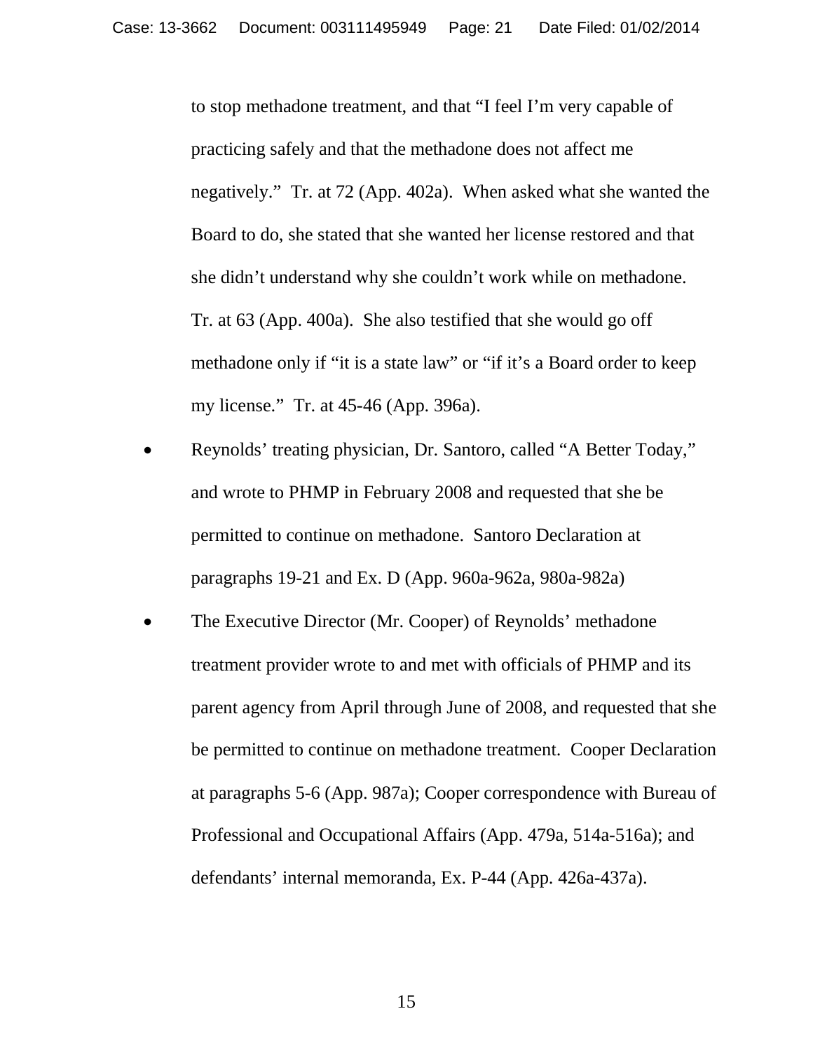to stop methadone treatment, and that "I feel I'm very capable of practicing safely and that the methadone does not affect me negatively." Tr. at 72 (App. 402a). When asked what she wanted the Board to do, she stated that she wanted her license restored and that she didn't understand why she couldn't work while on methadone. Tr. at 63 (App. 400a). She also testified that she would go off methadone only if "it is a state law" or "if it's a Board order to keep my license." Tr. at 45-46 (App. 396a).

- Reynolds' treating physician, Dr. Santoro, called "A Better Today," and wrote to PHMP in February 2008 and requested that she be permitted to continue on methadone. Santoro Declaration at paragraphs 19-21 and Ex. D (App. 960a-962a, 980a-982a)
- The Executive Director (Mr. Cooper) of Reynolds' methadone treatment provider wrote to and met with officials of PHMP and its parent agency from April through June of 2008, and requested that she be permitted to continue on methadone treatment. Cooper Declaration at paragraphs 5-6 (App. 987a); Cooper correspondence with Bureau of Professional and Occupational Affairs (App. 479a, 514a-516a); and defendants' internal memoranda, Ex. P-44 (App. 426a-437a).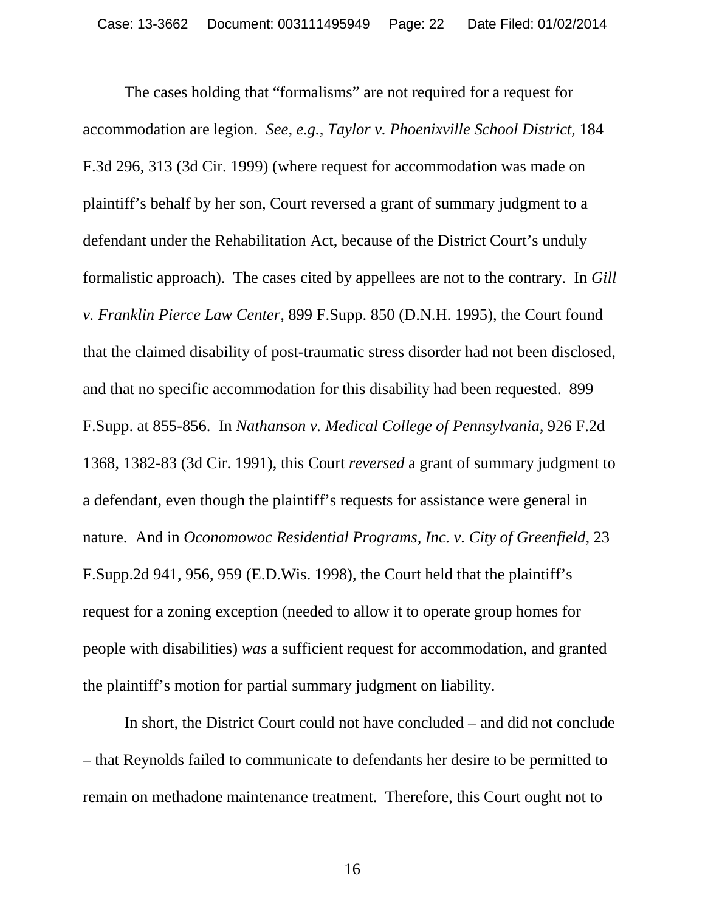The cases holding that "formalisms" are not required for a request for accommodation are legion. *See, e.g., Taylor v. Phoenixville School District*, 184 F.3d 296, 313 (3d Cir. 1999) (where request for accommodation was made on plaintiff's behalf by her son, Court reversed a grant of summary judgment to a defendant under the Rehabilitation Act, because of the District Court's unduly formalistic approach). The cases cited by appellees are not to the contrary. In *Gill v. Franklin Pierce Law Center*, 899 F.Supp. 850 (D.N.H. 1995), the Court found that the claimed disability of post-traumatic stress disorder had not been disclosed, and that no specific accommodation for this disability had been requested. 899 F.Supp. at 855-856. In *Nathanson v. Medical College of Pennsylvania*, 926 F.2d 1368, 1382-83 (3d Cir. 1991), this Court *reversed* a grant of summary judgment to a defendant, even though the plaintiff's requests for assistance were general in nature. And in *Oconomowoc Residential Programs, Inc. v. City of Greenfield*, 23 F.Supp.2d 941, 956, 959 (E.D.Wis. 1998), the Court held that the plaintiff's request for a zoning exception (needed to allow it to operate group homes for people with disabilities) *was* a sufficient request for accommodation, and granted the plaintiff's motion for partial summary judgment on liability.

In short, the District Court could not have concluded – and did not conclude – that Reynolds failed to communicate to defendants her desire to be permitted to remain on methadone maintenance treatment. Therefore, this Court ought not to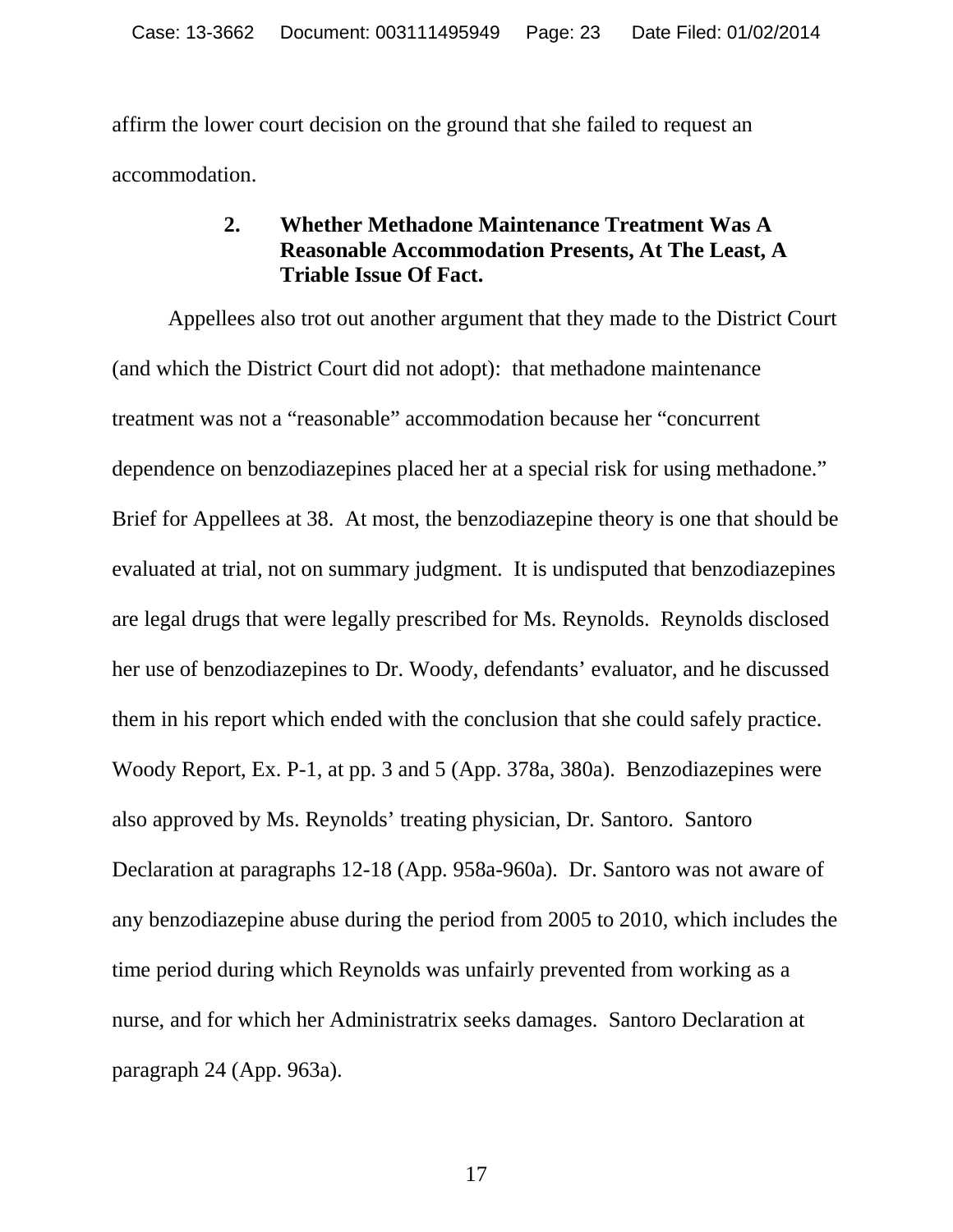affirm the lower court decision on the ground that she failed to request an accommodation.

### 2. Whether Methadone Maintenance Treatment Was A Reasonable Accommodation Presents, At The Least, A Triable Issue Of Fact.

Appellees also trot out another argument that they made to the District Court (and which the District Court did not adopt): that methadone maintenance treatment was not a "reasonable" accommodation because her "concurrent dependence on benzodiazepines placed her at a special risk for using methadone." Brief for Appellees at 38. At most, the benzodiazepine theory is one that should be evaluated at trial, not on summary judgment. It is undisputed that benzodiazepines are legal drugs that were legally prescribed for Ms. Reynolds. Reynolds disclosed her use of benzodiazepines to Dr. Woody, defendants' evaluator, and he discussed them in his report which ended with the conclusion that she could safely practice. Woody Report, Ex. P-1, at pp. 3 and 5 (App. 378a, 380a). Benzodiazepines were also approved by Ms. Reynolds' treating physician, Dr. Santoro. Santoro Declaration at paragraphs 12-18 (App. 958a-960a). Dr. Santoro was not aware of any benzodiazepine abuse during the period from 2005 to 2010, which includes the time period during which Reynolds was unfairly prevented from working as a nurse, and for which her Administratrix seeks damages. Santoro Declaration at paragraph 24 (App. 963a).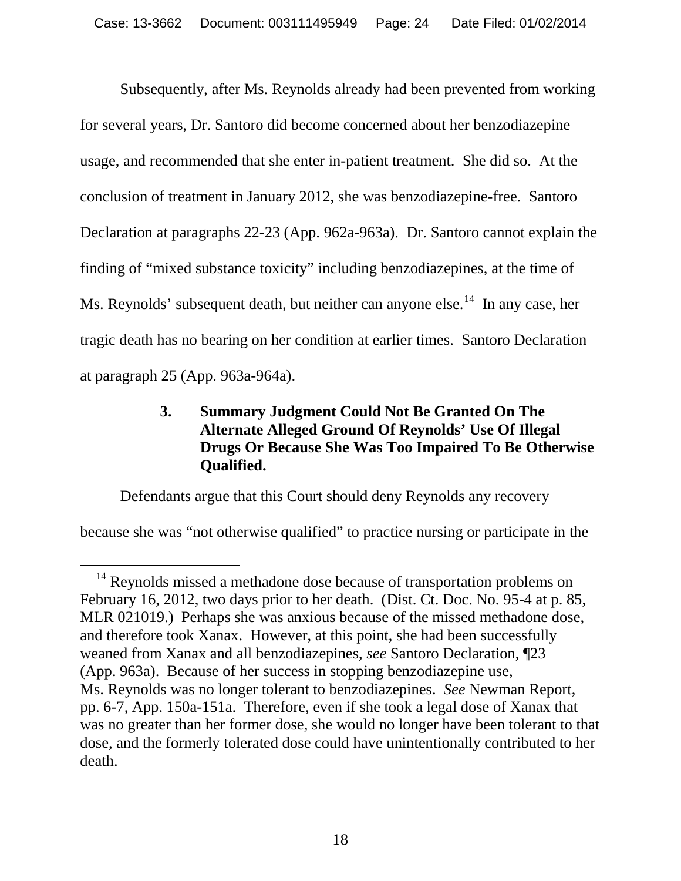Subsequently, after Ms. Reynolds already had been prevented from working for several years, Dr. Santoro did become concerned about her benzodiazepine usage, and recommended that she enter in-patient treatment. She did so. At the conclusion of treatment in January 2012, she was benzodiazepine-free. Santoro Declaration at paragraphs 22-23 (App. 962a-963a). Dr. Santoro cannot explain the finding of "mixed substance toxicity" including benzodiazepines, at the time of Ms. Reynolds' subsequent death, but neither can anyone else.[14] In any case, her tragic death has no bearing on her condition at earlier times. Santoro Declaration at paragraph 25 (App. 963a-964a).

### 3. Summary Judgment Could Not Be Granted On The Alternate Alleged Ground Of Reynolds' Use Of Illegal Drugs Or Because She Was Too Impaired To Be Otherwise Qualified.

Defendants argue that this Court should deny Reynolds any recovery because she was "not otherwise qualified" to practice nursing or participate in the

[14] Reynolds missed a methadone dose because of transportation problems on February 16, 2012, two days prior to her death. (Dist. Ct. Doc. No. 95-4 at p. 85, MLR 021019.) Perhaps she was anxious because of the missed methadone dose, and therefore took Xanax. However, at this point, she had been successfully weaned from Xanax and all benzodiazepines, *see* Santoro Declaration, ¶23 (App. 963a). Because of her success in stopping benzodiazepine use, Ms. Reynolds was no longer tolerant to benzodiazepines. *See* Newman Report, pp. 6-7, App. 150a-151a. Therefore, even if she took a legal dose of Xanax that was no greater than her former dose, she would no longer have been tolerant to that dose, and the formerly tolerated dose could have unintentionally contributed to her death.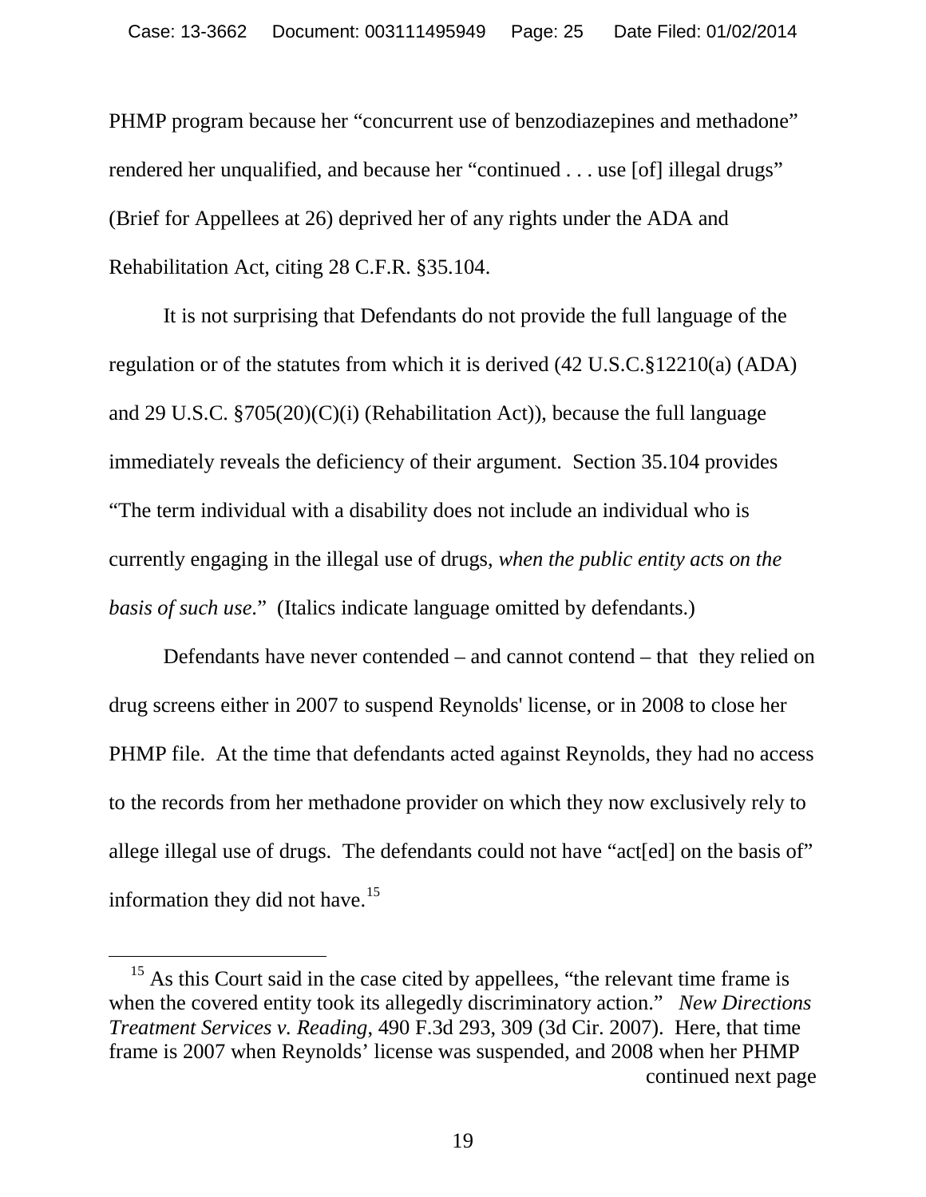PHMP program because her "concurrent use of benzodiazepines and methadone" rendered her unqualified, and because her "continued . . . use [of] illegal drugs" (Brief for Appellees at 26) deprived her of any rights under the ADA and Rehabilitation Act, citing 28 C.F.R. §35.104.

It is not surprising that Defendants do not provide the full language of the regulation or of the statutes from which it is derived (42 U.S.C.§12210(a) (ADA) and 29 U.S.C. §705(20)(C)(i) (Rehabilitation Act)), because the full language immediately reveals the deficiency of their argument. Section 35.104 provides "The term individual with a disability does not include an individual who is currently engaging in the illegal use of drugs, *when the public entity acts on the basis of such use*." (Italics indicate language omitted by defendants.)

Defendants have never contended – and cannot contend – that they relied on drug screens either in 2007 to suspend Reynolds' license, or in 2008 to close her PHMP file. At the time that defendants acted against Reynolds, they had no access to the records from her methadone provider on which they now exclusively rely to allege illegal use of drugs. The defendants could not have "act[ed] on the basis of" information they did not have.[15]

---

[15] As this Court said in the case cited by appellees, "the relevant time frame is when the covered entity took its allegedly discriminatory action." *New Directions Treatment Services v. Reading*, 490 F.3d 293, 309 (3d Cir. 2007). Here, that time frame is 2007 when Reynolds' license was suspended, and 2008 when her PHMP

continued next page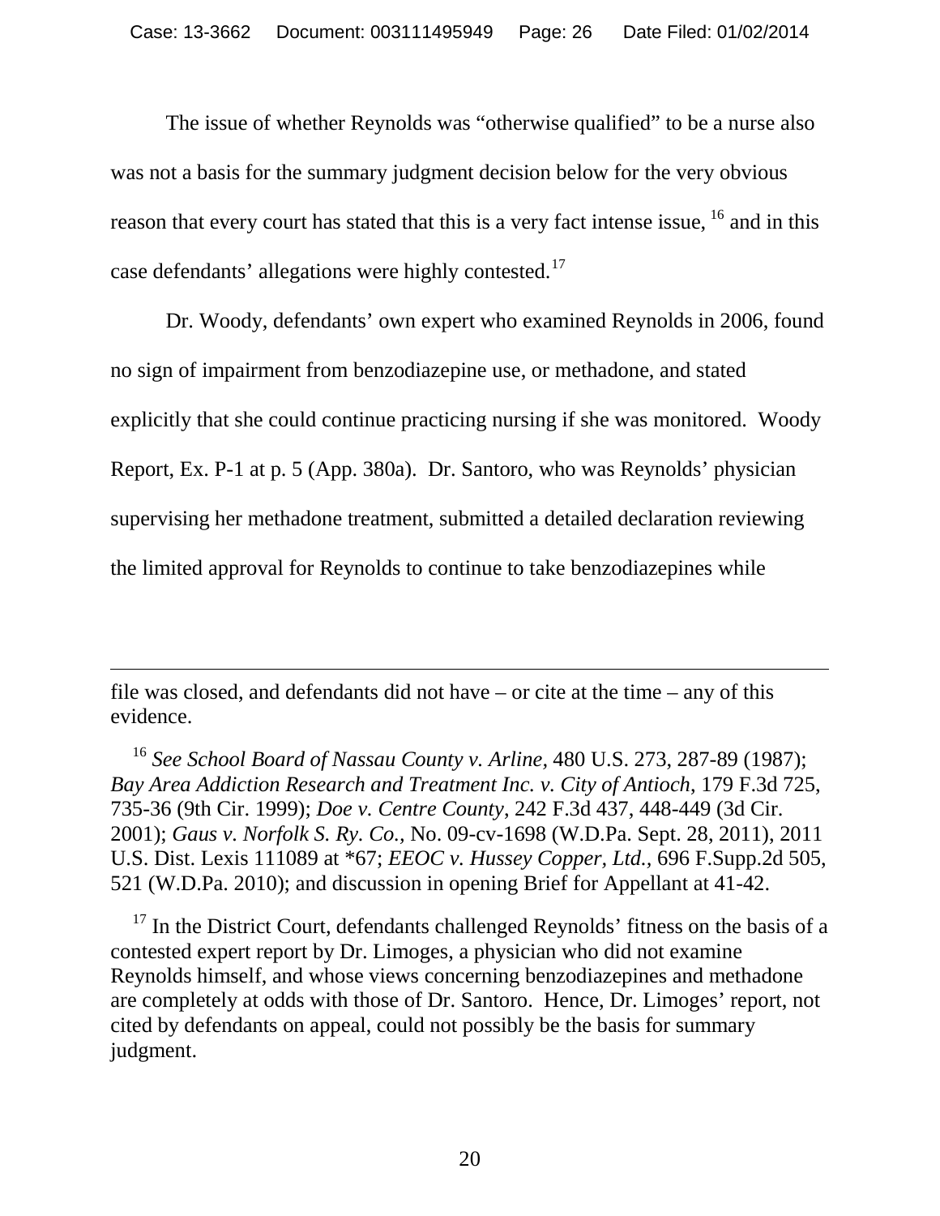The issue of whether Reynolds was "otherwise qualified" to be a nurse also was not a basis for the summary judgment decision below for the very obvious reason that every court has stated that this is a very fact intense issue, [16] and in this case defendants' allegations were highly contested.[17]

Dr. Woody, defendants' own expert who examined Reynolds in 2006, found no sign of impairment from benzodiazepine use, or methadone, and stated explicitly that she could continue practicing nursing if she was monitored. Woody Report, Ex. P-1 at p. 5 (App. 380a). Dr. Santoro, who was Reynolds' physician supervising her methadone treatment, submitted a detailed declaration reviewing the limited approval for Reynolds to continue to take benzodiazepines while

---

file was closed, and defendants did not have – or cite at the time – any of this evidence.

[16] *See School Board of Nassau County v. Arline*, 480 U.S. 273, 287-89 (1987); *Bay Area Addiction Research and Treatment Inc. v. City of Antioch*, 179 F.3d 725, 735-36 (9th Cir. 1999); *Doe v. Centre County*, 242 F.3d 437, 448-449 (3d Cir. 2001); *Gaus v. Norfolk S. Ry. Co.*, No. 09-cv-1698 (W.D.Pa. Sept. 28, 2011), 2011 U.S. Dist. Lexis 111089 at *67; *EEOC v. Hussey Copper, Ltd.*, 696 F.Supp.2d 505, 521 (W.D.Pa. 2010); and discussion in opening Brief for Appellant at 41-42.

[17] In the District Court, defendants challenged Reynolds' fitness on the basis of a contested expert report by Dr. Limoges, a physician who did not examine Reynolds himself, and whose views concerning benzodiazepines and methadone are completely at odds with those of Dr. Santoro. Hence, Dr. Limoges' report, not cited by defendants on appeal, could not possibly be the basis for summary judgment.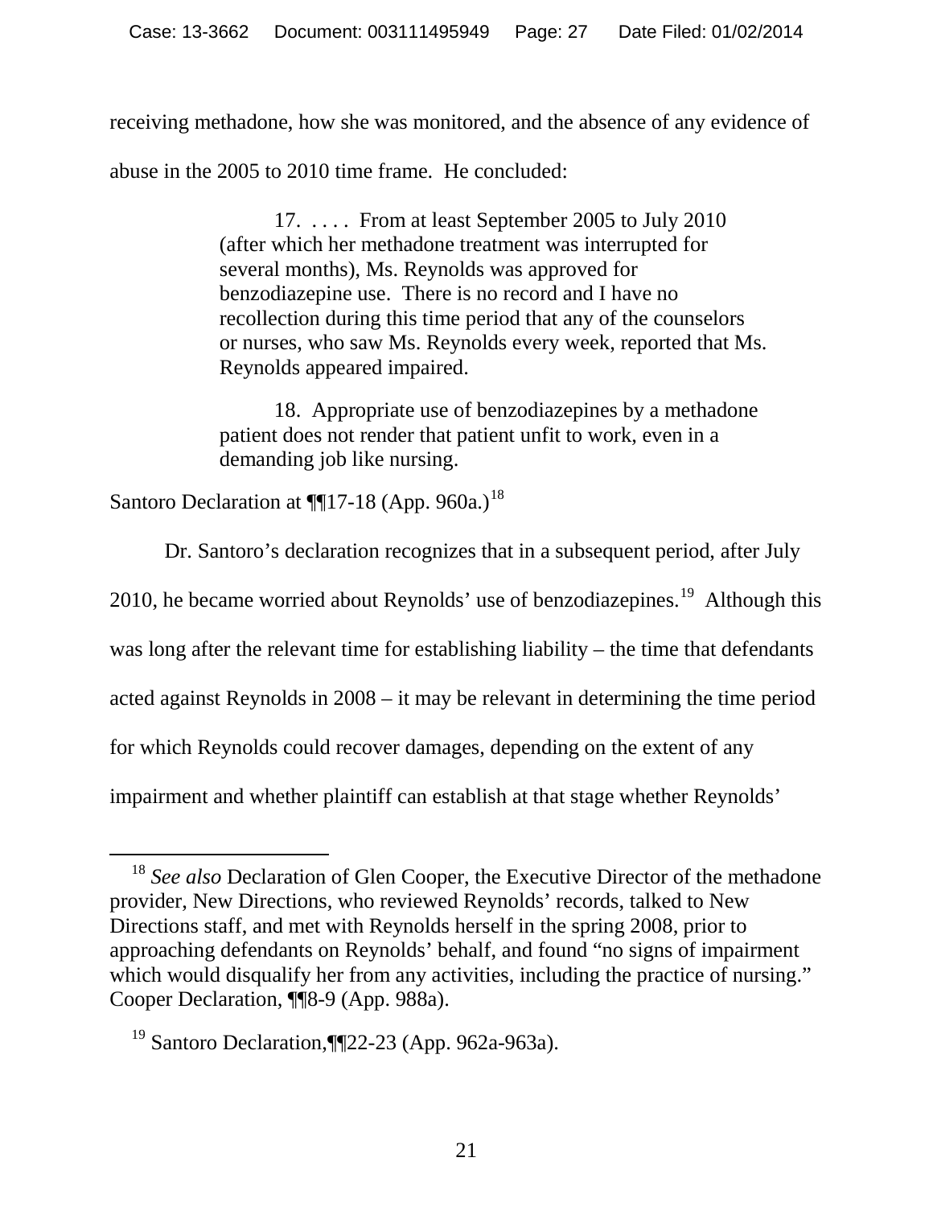receiving methadone, how she was monitored, and the absence of any evidence of abuse in the 2005 to 2010 time frame. He concluded:

> 17. . . . . From at least September 2005 to July 2010 (after which her methadone treatment was interrupted for several months), Ms. Reynolds was approved for benzodiazepine use. There is no record and I have no recollection during this time period that any of the counselors or nurses, who saw Ms. Reynolds every week, reported that Ms. Reynolds appeared impaired.
>
> 18. Appropriate use of benzodiazepines by a methadone patient does not render that patient unfit to work, even in a demanding job like nursing.

Santoro Declaration at ¶¶17-18 (App. 960a.)[18]

Dr. Santoro's declaration recognizes that in a subsequent period, after July 2010, he became worried about Reynolds' use of benzodiazepines.[19] Although this was long after the relevant time for establishing liability – the time that defendants acted against Reynolds in 2008 – it may be relevant in determining the time period for which Reynolds could recover damages, depending on the extent of any impairment and whether plaintiff can establish at that stage whether Reynolds'

---

[18] *See also* Declaration of Glen Cooper, the Executive Director of the methadone provider, New Directions, who reviewed Reynolds' records, talked to New Directions staff, and met with Reynolds herself in the spring 2008, prior to approaching defendants on Reynolds' behalf, and found "no signs of impairment which would disqualify her from any activities, including the practice of nursing." Cooper Declaration, ¶¶8-9 (App. 988a).

[19] Santoro Declaration,¶¶22-23 (App. 962a-963a).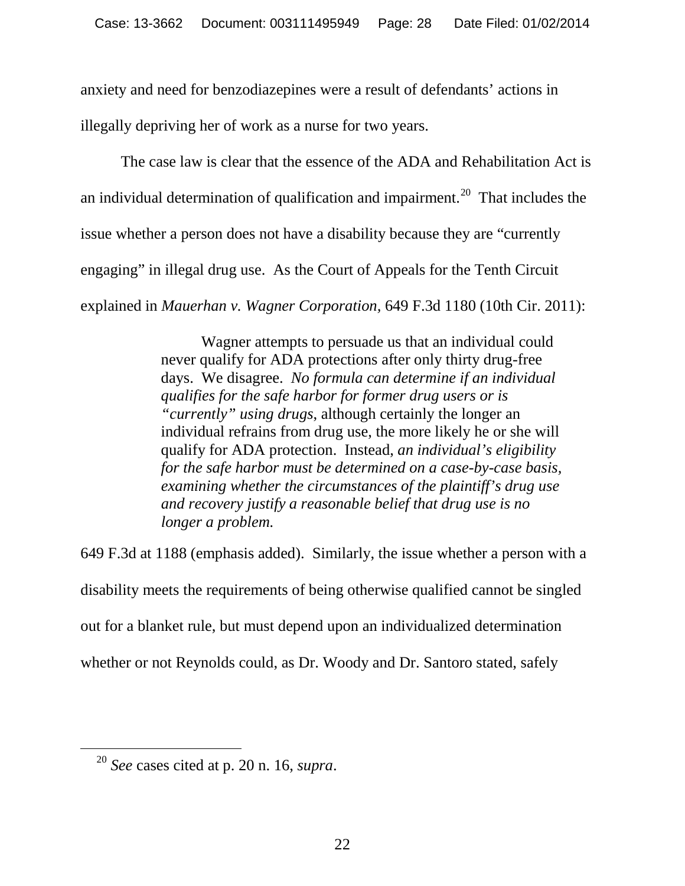anxiety and need for benzodiazepines were a result of defendants' actions in illegally depriving her of work as a nurse for two years.

The case law is clear that the essence of the ADA and Rehabilitation Act is an individual determination of qualification and impairment.[20] That includes the issue whether a person does not have a disability because they are "currently engaging" in illegal drug use. As the Court of Appeals for the Tenth Circuit explained in *Mauerhan v. Wagner Corporation*, 649 F.3d 1180 (10th Cir. 2011):

> Wagner attempts to persuade us that an individual could never qualify for ADA protections after only thirty drug-free days. We disagree. *No formula can determine if an individual qualifies for the safe harbor for former drug users or is "currently" using drugs*, although certainly the longer an individual refrains from drug use, the more likely he or she will qualify for ADA protection. Instead, *an individual's eligibility for the safe harbor must be determined on a case-by-case basis, examining whether the circumstances of the plaintiff's drug use and recovery justify a reasonable belief that drug use is no longer a problem.*

649 F.3d at 1188 (emphasis added). Similarly, the issue whether a person with a disability meets the requirements of being otherwise qualified cannot be singled out for a blanket rule, but must depend upon an individualized determination whether or not Reynolds could, as Dr. Woody and Dr. Santoro stated, safely

[20] *See* cases cited at p. 20 n. 16, *supra*.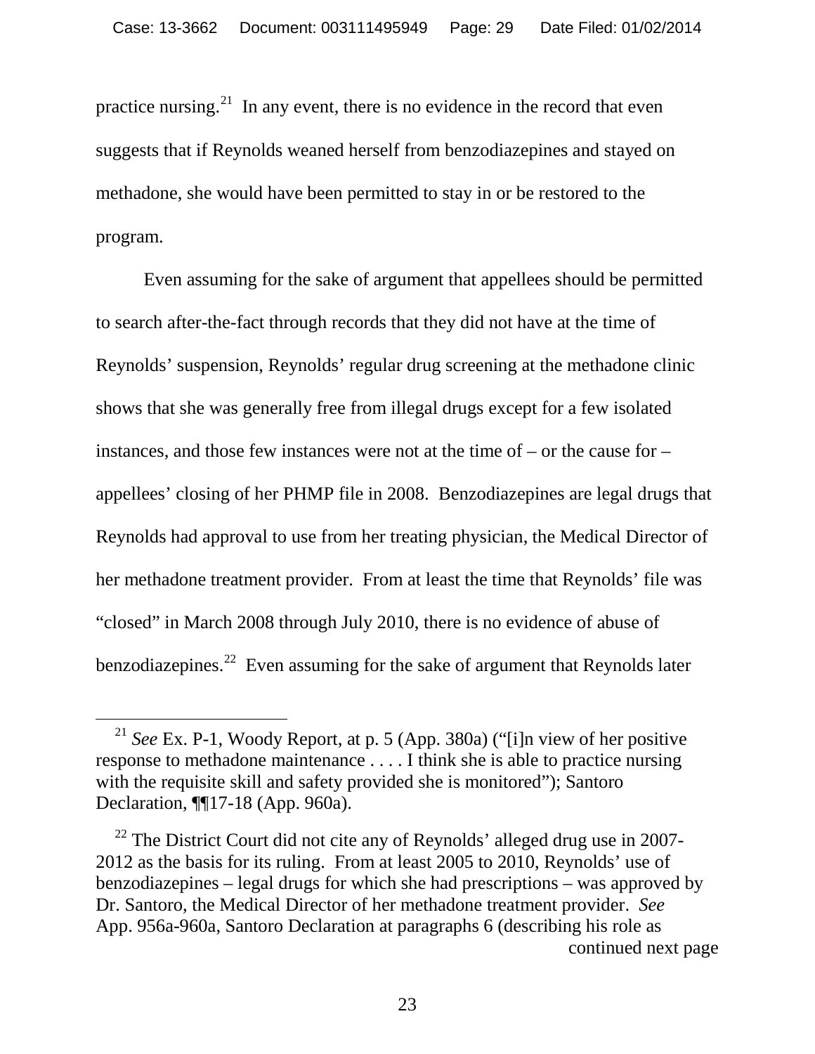practice nursing.[21] In any event, there is no evidence in the record that even suggests that if Reynolds weaned herself from benzodiazepines and stayed on methadone, she would have been permitted to stay in or be restored to the program.

Even assuming for the sake of argument that appellees should be permitted to search after-the-fact through records that they did not have at the time of Reynolds' suspension, Reynolds' regular drug screening at the methadone clinic shows that she was generally free from illegal drugs except for a few isolated instances, and those few instances were not at the time of – or the cause for – appellees' closing of her PHMP file in 2008. Benzodiazepines are legal drugs that Reynolds had approval to use from her treating physician, the Medical Director of her methadone treatment provider. From at least the time that Reynolds' file was "closed" in March 2008 through July 2010, there is no evidence of abuse of benzodiazepines.[22] Even assuming for the sake of argument that Reynolds later

---

[21] *See* Ex. P-1, Woody Report, at p. 5 (App. 380a) ("[i]n view of her positive response to methadone maintenance . . . . I think she is able to practice nursing with the requisite skill and safety provided she is monitored"); Santoro Declaration, ¶¶17-18 (App. 960a).

[22] The District Court did not cite any of Reynolds' alleged drug use in 2007-2012 as the basis for its ruling. From at least 2005 to 2010, Reynolds' use of benzodiazepines – legal drugs for which she had prescriptions – was approved by Dr. Santoro, the Medical Director of her methadone treatment provider. *See* App. 956a-960a, Santoro Declaration at paragraphs 6 (describing his role as

continued next page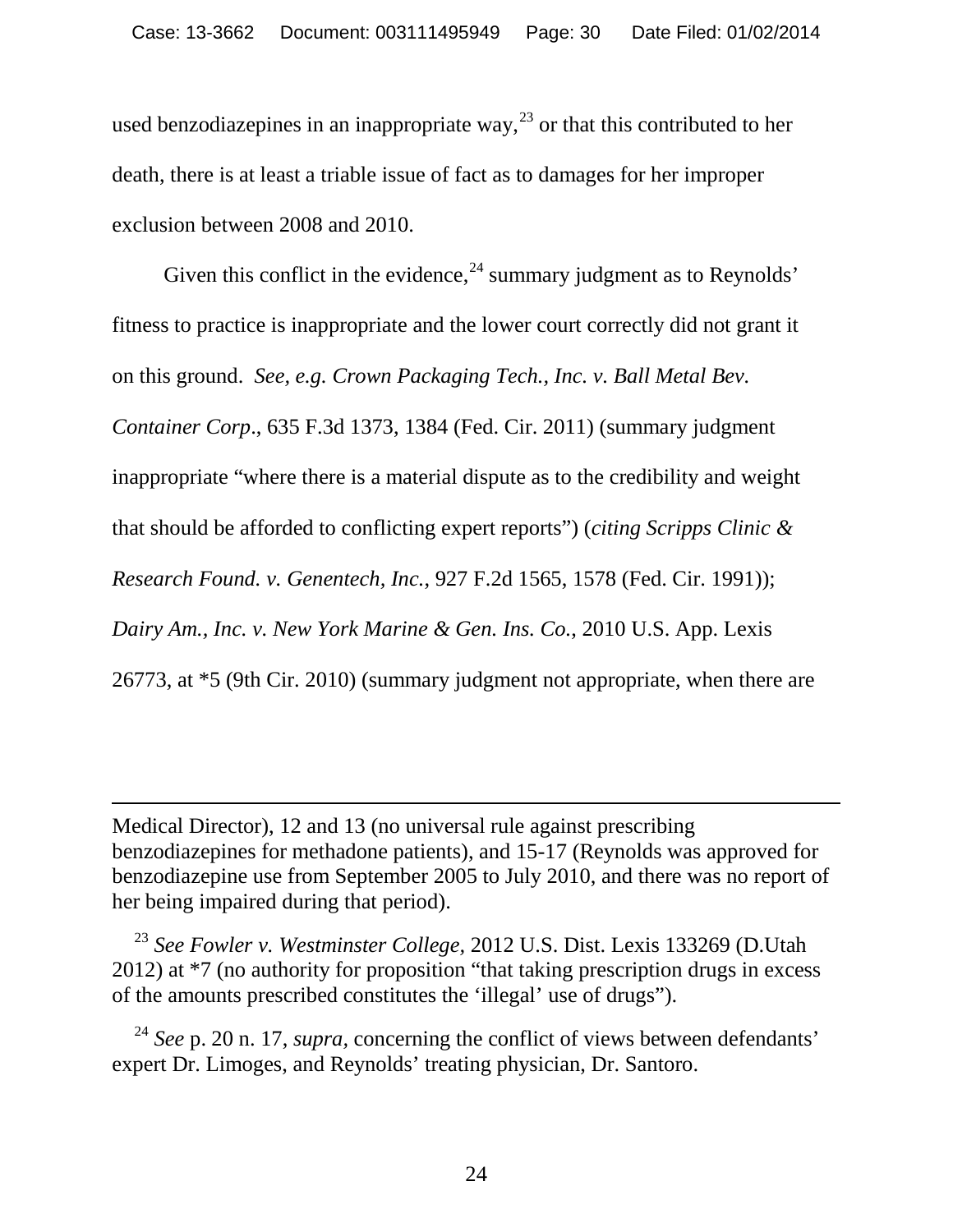used benzodiazepines in an inappropriate way,[23] or that this contributed to her death, there is at least a triable issue of fact as to damages for her improper exclusion between 2008 and 2010.

Given this conflict in the evidence,[24] summary judgment as to Reynolds' fitness to practice is inappropriate and the lower court correctly did not grant it on this ground. *See, e.g. Crown Packaging Tech., Inc. v. Ball Metal Bev. Container Corp*., 635 F.3d 1373, 1384 (Fed. Cir. 2011) (summary judgment inappropriate "where there is a material dispute as to the credibility and weight that should be afforded to conflicting expert reports") (*citing Scripps Clinic & Research Found. v. Genentech, Inc.*, 927 F.2d 1565, 1578 (Fed. Cir. 1991)); *Dairy Am., Inc. v. New York Marine & Gen. Ins. Co.*, 2010 U.S. App. Lexis 26773, at *5 (9th Cir. 2010) (summary judgment not appropriate, when there are

---

Medical Director), 12 and 13 (no universal rule against prescribing benzodiazepines for methadone patients), and 15-17 (Reynolds was approved for benzodiazepine use from September 2005 to July 2010, and there was no report of her being impaired during that period).

[23] *See Fowler v. Westminster College*, 2012 U.S. Dist. Lexis 133269 (D.Utah 2012) at *7 (no authority for proposition "that taking prescription drugs in excess of the amounts prescribed constitutes the 'illegal' use of drugs").

[24] *See* p. 20 n. 17, *supra*, concerning the conflict of views between defendants' expert Dr. Limoges, and Reynolds' treating physician, Dr. Santoro.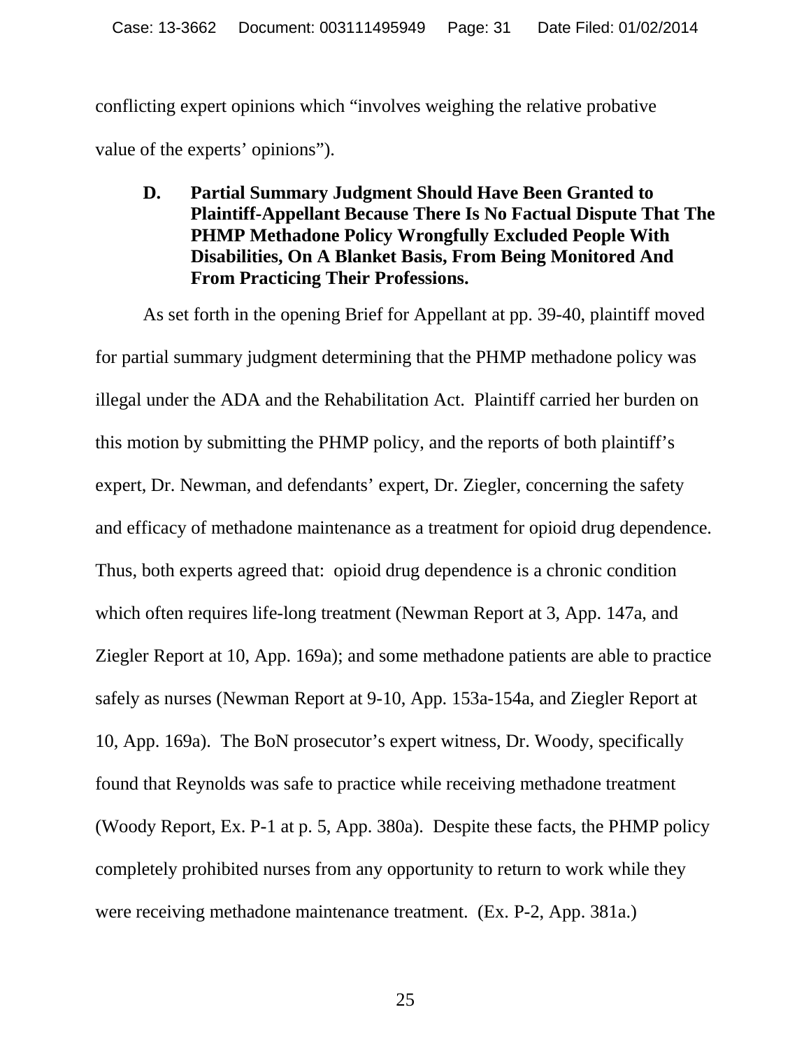conflicting expert opinions which "involves weighing the relative probative value of the experts' opinions").

### D. Partial Summary Judgment Should Have Been Granted to Plaintiff-Appellant Because There Is No Factual Dispute That The PHMP Methadone Policy Wrongfully Excluded People With Disabilities, On A Blanket Basis, From Being Monitored And From Practicing Their Professions.

As set forth in the opening Brief for Appellant at pp. 39-40, plaintiff moved for partial summary judgment determining that the PHMP methadone policy was illegal under the ADA and the Rehabilitation Act. Plaintiff carried her burden on this motion by submitting the PHMP policy, and the reports of both plaintiff's expert, Dr. Newman, and defendants' expert, Dr. Ziegler, concerning the safety and efficacy of methadone maintenance as a treatment for opioid drug dependence. Thus, both experts agreed that: opioid drug dependence is a chronic condition which often requires life-long treatment (Newman Report at 3, App. 147a, and Ziegler Report at 10, App. 169a); and some methadone patients are able to practice safely as nurses (Newman Report at 9-10, App. 153a-154a, and Ziegler Report at 10, App. 169a). The BoN prosecutor's expert witness, Dr. Woody, specifically found that Reynolds was safe to practice while receiving methadone treatment (Woody Report, Ex. P-1 at p. 5, App. 380a). Despite these facts, the PHMP policy completely prohibited nurses from any opportunity to return to work while they were receiving methadone maintenance treatment. (Ex. P-2, App. 381a.)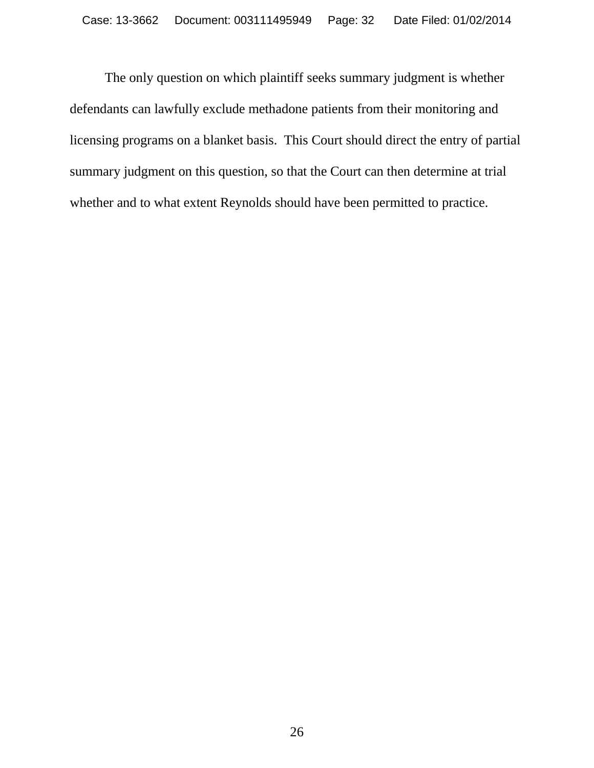The only question on which plaintiff seeks summary judgment is whether defendants can lawfully exclude methadone patients from their monitoring and licensing programs on a blanket basis. This Court should direct the entry of partial summary judgment on this question, so that the Court can then determine at trial whether and to what extent Reynolds should have been permitted to practice.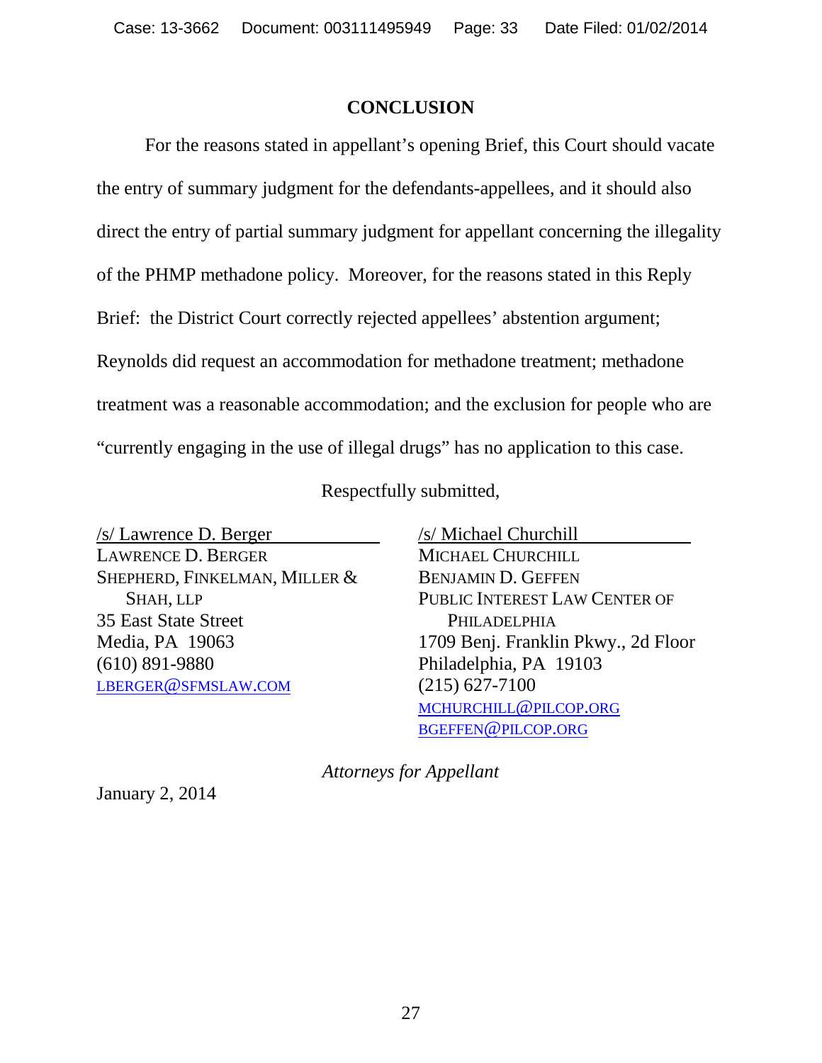## CONCLUSION

For the reasons stated in appellant's opening Brief, this Court should vacate the entry of summary judgment for the defendants-appellees, and it should also direct the entry of partial summary judgment for appellant concerning the illegality of the PHMP methadone policy. Moreover, for the reasons stated in this Reply Brief: the District Court correctly rejected appellees' abstention argument; Reynolds did request an accommodation for methadone treatment; methadone treatment was a reasonable accommodation; and the exclusion for people who are "currently engaging in the use of illegal drugs" has no application to this case.

Respectfully submitted,

/s/ Lawrence D. Berger
LAWRENCE D. BERGER
SHEPHERD, FINKELMAN, MILLER & SHAH, LLP
35 East State Street
Media, PA 19063
(610) 891-9880
LBERGER@SFMSLAW.COM

/s/ Michael Churchill
MICHAEL CHURCHILL
BENJAMIN D. GEFFEN
PUBLIC INTEREST LAW CENTER OF PHILADELPHIA
1709 Benj. Franklin Pkwy., 2d Floor
Philadelphia, PA 19103
(215) 627-7100
MCHURCHILL@PILCOP.ORG
BGEFFEN@PILCOP.ORG

*Attorneys for Appellant*

January 2, 2014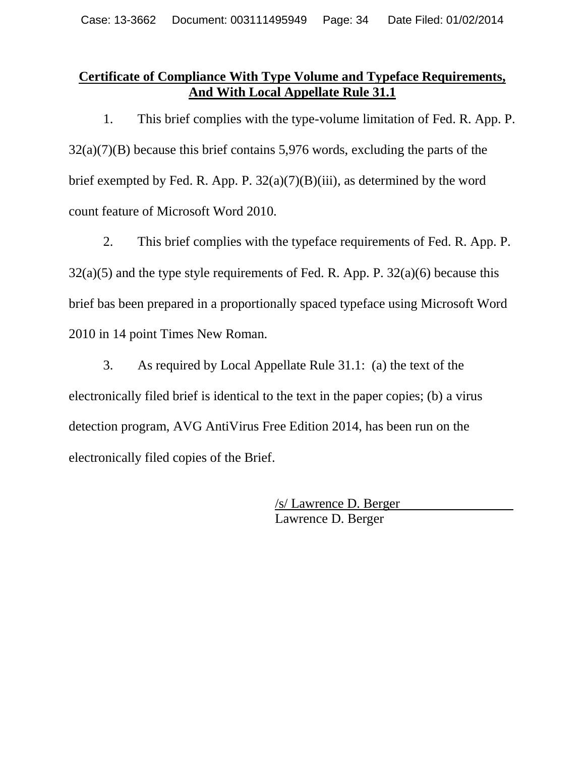**Certificate of Compliance With Type Volume and Typeface Requirements, And With Local Appellate Rule 31.1**

1. This brief complies with the type-volume limitation of Fed. R. App. P. 32(a)(7)(B) because this brief contains 5,976 words, excluding the parts of the brief exempted by Fed. R. App. P. 32(a)(7)(B)(iii), as determined by the word count feature of Microsoft Word 2010.

2. This brief complies with the typeface requirements of Fed. R. App. P. 32(a)(5) and the type style requirements of Fed. R. App. P. 32(a)(6) because this brief bas been prepared in a proportionally spaced typeface using Microsoft Word 2010 in 14 point Times New Roman.

3. As required by Local Appellate Rule 31.1: (a) the text of the electronically filed brief is identical to the text in the paper copies; (b) a virus detection program, AVG AntiVirus Free Edition 2014, has been run on the electronically filed copies of the Brief.

/s/ Lawrence D. Berger
Lawrence D. Berger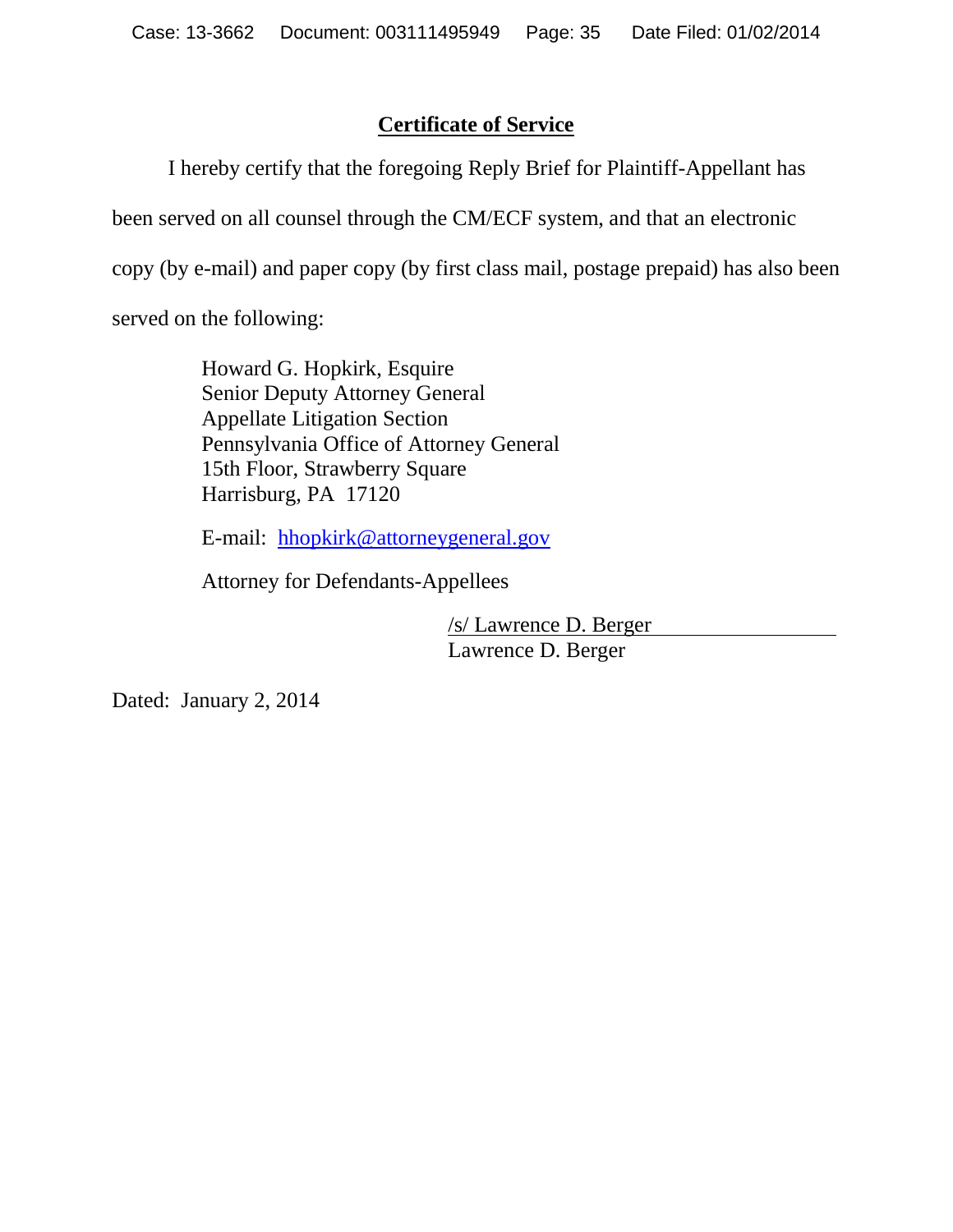## Certificate of Service

I hereby certify that the foregoing Reply Brief for Plaintiff-Appellant has been served on all counsel through the CM/ECF system, and that an electronic copy (by e-mail) and paper copy (by first class mail, postage prepaid) has also been served on the following:

Howard G. Hopkirk, Esquire
Senior Deputy Attorney General
Appellate Litigation Section
Pennsylvania Office of Attorney General
15th Floor, Strawberry Square
Harrisburg, PA 17120

E-mail: hhopkirk@attorneygeneral.gov

Attorney for Defendants-Appellees

/s/ Lawrence D. Berger
Lawrence D. Berger

Dated: January 2, 2014